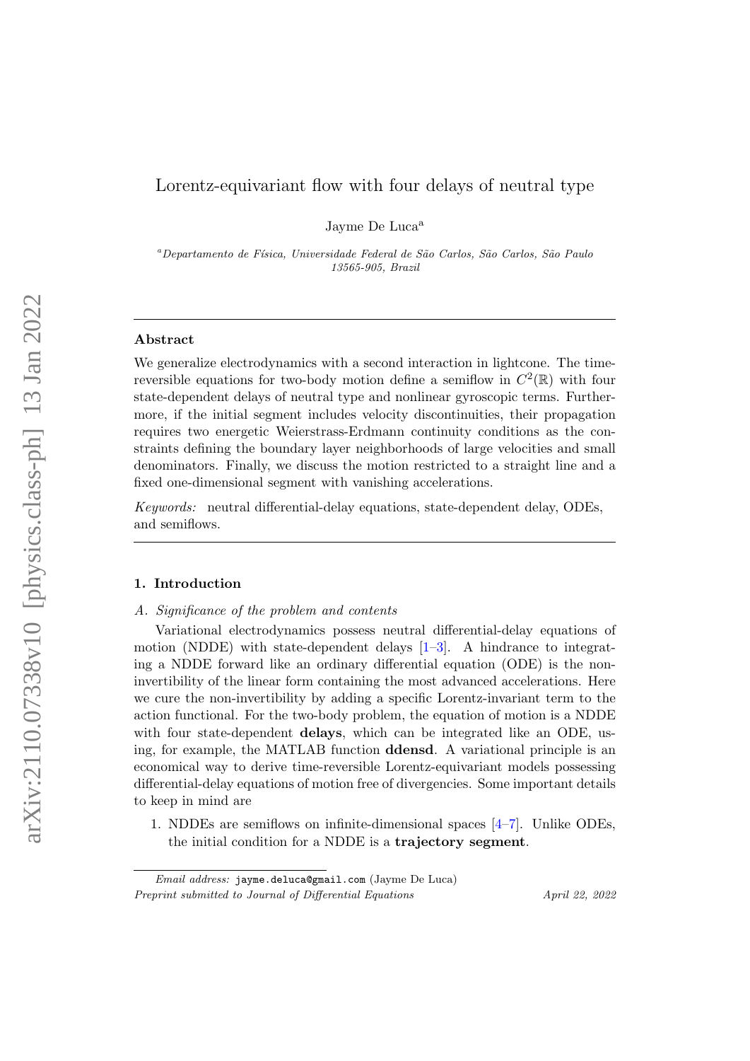# Lorentz-equivariant flow with four delays of neutral type

Jayme De Luca[a]

[a] *Departamento de Física, Universidade Federal de São Carlos, São Carlos, São Paulo 13565-905, Brazil*

---

### Abstract

We generalize electrodynamics with a second interaction in lightcone. The time-reversible equations for two-body motion define a semiflow in $C^2(\mathbb{R})$ with four state-dependent delays of neutral type and nonlinear gyroscopic terms. Furthermore, if the initial segment includes velocity discontinuities, their propagation requires two energetic Weierstrass-Erdmann continuity conditions as the constraints defining the boundary layer neighborhoods of large velocities and small denominators. Finally, we discuss the motion restricted to a straight line and a fixed one-dimensional segment with vanishing accelerations.

*Keywords:* neutral differential-delay equations, state-dependent delay, ODEs, and semiflows.

---

## 1. Introduction

### *A. Significance of the problem and contents*

Variational electrodynamics possess neutral differential-delay equations of motion (NDDE) with state-dependent delays [1–3]. A hindrance to integrating a NDDE forward like an ordinary differential equation (ODE) is the non-invertibility of the linear form containing the most advanced accelerations. Here we cure the non-invertibility by adding a specific Lorentz-invariant term to the action functional. For the two-body problem, the equation of motion is a NDDE with four state-dependent **delays**, which can be integrated like an ODE, using, for example, the MATLAB function **ddensd**. A variational principle is an economical way to derive time-reversible Lorentz-equivariant models possessing differential-delay equations of motion free of divergencies. Some important details to keep in mind are

1. NDDEs are semiflows on infinite-dimensional spaces [4–7]. Unlike ODEs, the initial condition for a NDDE is a **trajectory segment**.

*Email address:* jayme.deluca@gmail.com (Jayme De Luca)

*Preprint submitted to Journal of Differential Equations* April 22, 2022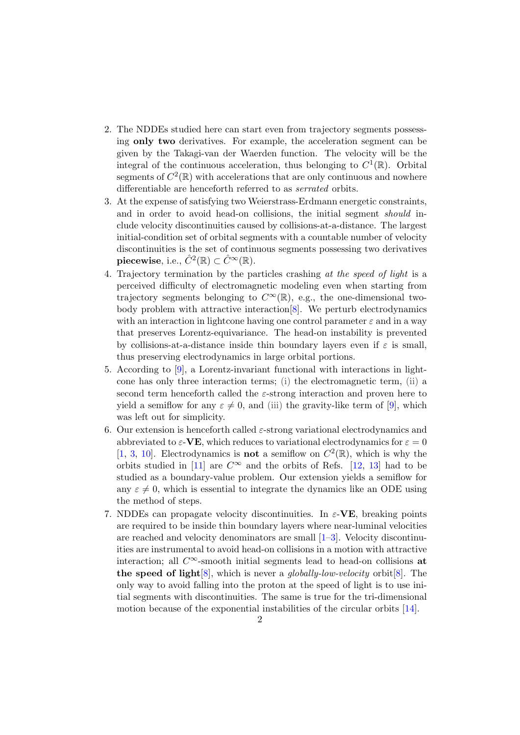2. The NDDEs studied here can start even from trajectory segments possessing **only two** derivatives. For example, the acceleration segment can be given by the Takagi-van der Waerden function. The velocity will be the integral of the continuous acceleration, thus belonging to $C^1(\mathbb{R})$. Orbital segments of $C^2(\mathbb{R})$ with accelerations that are only continuous and nowhere differentiable are henceforth referred to as *serrated* orbits.
3. At the expense of satisfying two Weierstrass-Erdmann energetic constraints, and in order to avoid head-on collisions, the initial segment *should* include velocity discontinuities caused by collisions-at-a-distance. The largest initial-condition set of orbital segments with a countable number of velocity discontinuities is the set of continuous segments possessing two derivatives **piecewise**, i.e., $\hat{C}^2(\mathbb{R}) \subset \hat{C}^\infty(\mathbb{R})$.
4. Trajectory termination by the particles crashing *at the speed of light* is a perceived difficulty of electromagnetic modeling even when starting from trajectory segments belonging to $C^\infty(\mathbb{R})$, e.g., the one-dimensional two-body problem with attractive interaction[8]. We perturb electrodynamics with an interaction in lightcone having one control parameter $\varepsilon$ and in a way that preserves Lorentz-equivariance. The head-on instability is prevented by collisions-at-a-distance inside thin boundary layers even if $\varepsilon$ is small, thus preserving electrodynamics in large orbital portions.
5. According to [9], a Lorentz-invariant functional with interactions in lightcone has only three interaction terms; (i) the electromagnetic term, (ii) a second term henceforth called the $\varepsilon$-strong interaction and proven here to yield a semiflow for any $\varepsilon \neq 0$, and (iii) the gravity-like term of [9], which was left out for simplicity.
6. Our extension is henceforth called $\varepsilon$-strong variational electrodynamics and abbreviated to $\varepsilon$-**VE**, which reduces to variational electrodynamics for $\varepsilon = 0$ [1, 3, 10]. Electrodynamics is **not** a semiflow on $C^2(\mathbb{R})$, which is why the orbits studied in [11] are $C^\infty$ and the orbits of Refs. [12, 13] had to be studied as a boundary-value problem. Our extension yields a semiflow for any $\varepsilon \neq 0$, which is essential to integrate the dynamics like an ODE using the method of steps.
7. NDDEs can propagate velocity discontinuities. In $\varepsilon$-**VE**, breaking points are required to be inside thin boundary layers where near-luminal velocities are reached and velocity denominators are small [1–3]. Velocity discontinuities are instrumental to avoid head-on collisions in a motion with attractive interaction; all $C^\infty$-smooth initial segments lead to head-on collisions **at the speed of light**[8], which is never a *globally-low-velocity* orbit[8]. The only way to avoid falling into the proton at the speed of light is to use initial segments with discontinuities. The same is true for the tri-dimensional motion because of the exponential instabilities of the circular orbits [14].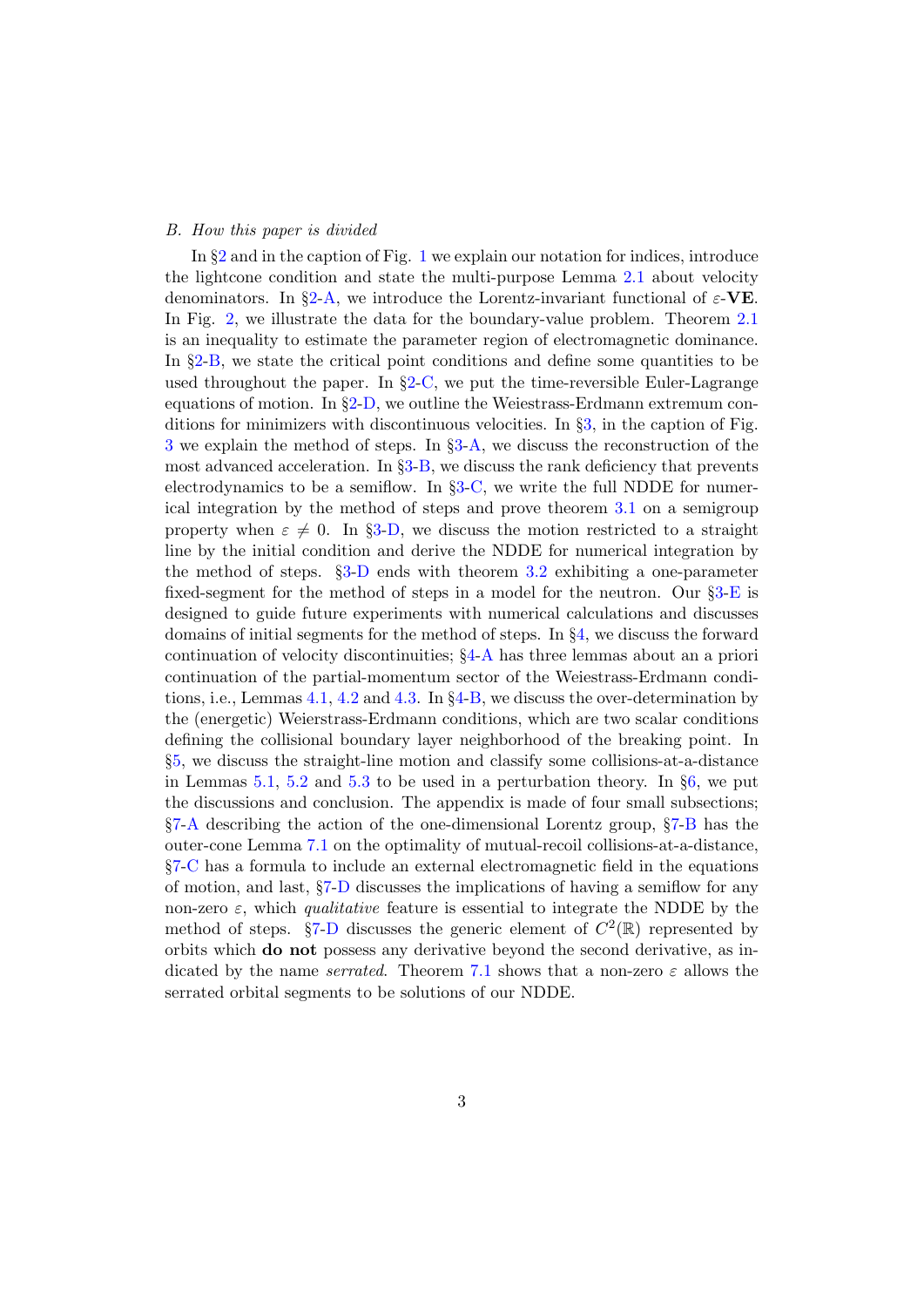### B. *How this paper is divided*

In §2 and in the caption of Fig. 1 we explain our notation for indices, introduce the lightcone condition and state the multi-purpose Lemma 2.1 about velocity denominators. In §2-A, we introduce the Lorentz-invariant functional of $\varepsilon$-**VE**. In Fig. 2, we illustrate the data for the boundary-value problem. Theorem 2.1 is an inequality to estimate the parameter region of electromagnetic dominance. In §2-B, we state the critical point conditions and define some quantities to be used throughout the paper. In §2-C, we put the time-reversible Euler-Lagrange equations of motion. In §2-D, we outline the Weiestrass-Erdmann extremum conditions for minimizers with discontinuous velocities. In §3, in the caption of Fig. 3 we explain the method of steps. In §3-A, we discuss the reconstruction of the most advanced acceleration. In §3-B, we discuss the rank deficiency that prevents electrodynamics to be a semiflow. In §3-C, we write the full NDDE for numerical integration by the method of steps and prove theorem 3.1 on a semigroup property when $\varepsilon \neq 0$. In §3-D, we discuss the motion restricted to a straight line by the initial condition and derive the NDDE for numerical integration by the method of steps. §3-D ends with theorem 3.2 exhibiting a one-parameter fixed-segment for the method of steps in a model for the neutron. Our §3-E is designed to guide future experiments with numerical calculations and discusses domains of initial segments for the method of steps. In §4, we discuss the forward continuation of velocity discontinuities; §4-A has three lemmas about an a priori continuation of the partial-momentum sector of the Weiestrass-Erdmann conditions, i.e., Lemmas 4.1, 4.2 and 4.3. In §4-B, we discuss the over-determination by the (energetic) Weierstrass-Erdmann conditions, which are two scalar conditions defining the collisional boundary layer neighborhood of the breaking point. In §5, we discuss the straight-line motion and classify some collisions-at-a-distance in Lemmas 5.1, 5.2 and 5.3 to be used in a perturbation theory. In §6, we put the discussions and conclusion. The appendix is made of four small subsections; §7-A describing the action of the one-dimensional Lorentz group, §7-B has the outer-cone Lemma 7.1 on the optimality of mutual-recoil collisions-at-a-distance, §7-C has a formula to include an external electromagnetic field in the equations of motion, and last, §7-D discusses the implications of having a semiflow for any non-zero $\varepsilon$, which *qualitative* feature is essential to integrate the NDDE by the method of steps. §7-D discusses the generic element of $C^2(\mathbb{R})$ represented by orbits which **do not** possess any derivative beyond the second derivative, as indicated by the name *serrated*. Theorem 7.1 shows that a non-zero $\varepsilon$ allows the serrated orbital segments to be solutions of our NDDE.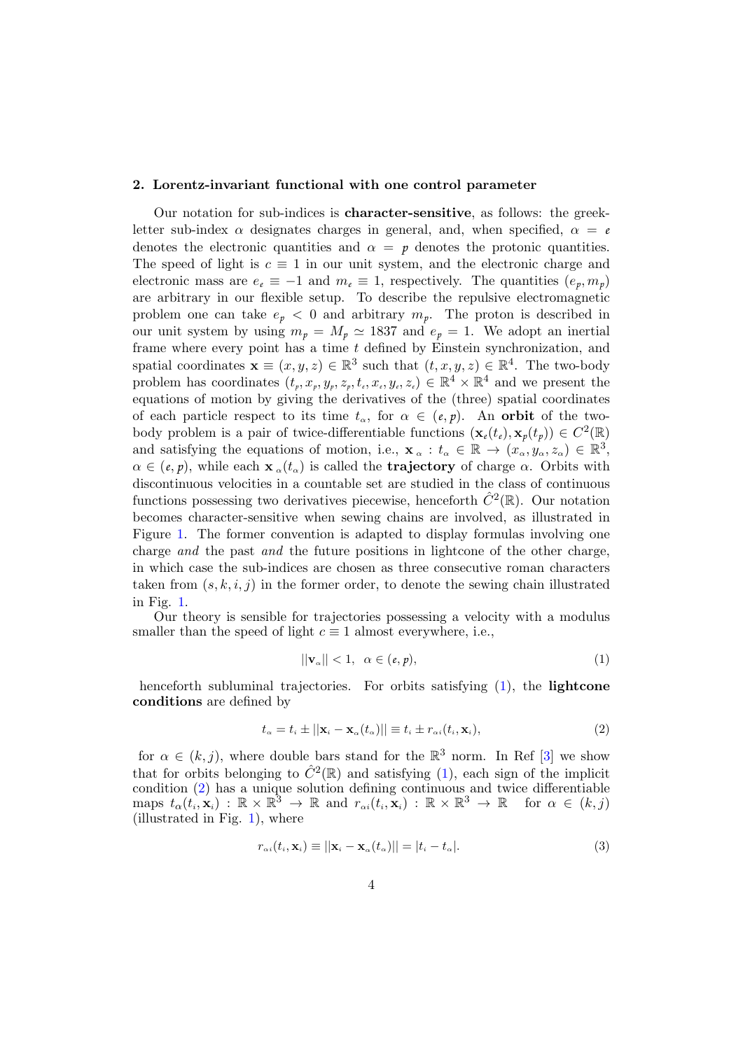## 2. Lorentz-invariant functional with one control parameter

Our notation for sub-indices is **character-sensitive**, as follows: the greek-letter sub-index $\alpha$ designates charges in general, and, when specified, $\alpha = e$ denotes the electronic quantities and $\alpha = p$ denotes the protonic quantities. The speed of light is $c \equiv 1$ in our unit system, and the electronic charge and electronic mass are $e_e \equiv -1$ and $m_e \equiv 1$, respectively. The quantities $(e_p, m_p)$ are arbitrary in our flexible setup. To describe the repulsive electromagnetic problem one can take $e_p < 0$ and arbitrary $m_p$. The proton is described in our unit system by using $m_p = M_p \simeq 1837$ and $e_p = 1$. We adopt an inertial frame where every point has a time $t$ defined by Einstein synchronization, and spatial coordinates $\mathbf{x} \equiv (x, y, z) \in \mathbb{R}^3$ such that $(t, x, y, z) \in \mathbb{R}^4$. The two-body problem has coordinates $(t_p, x_p, y_p, z_p, t_e, x_e, y_e, z_e) \in \mathbb{R}^4 \times \mathbb{R}^4$ and we present the equations of motion by giving the derivatives of the (three) spatial coordinates of each particle respect to its time $t_\alpha$, for $\alpha \in (e, p)$. An **orbit** of the two-body problem is a pair of twice-differentiable functions $(\mathbf{x}_e(t_e), \mathbf{x}_p(t_p)) \in C^2(\mathbb{R})$ and satisfying the equations of motion, i.e., $\mathbf{x}_\alpha : t_\alpha \in \mathbb{R} \to (x_\alpha, y_\alpha, z_\alpha) \in \mathbb{R}^3$, $\alpha \in (e, p)$, while each $\mathbf{x}_\alpha(t_\alpha)$ is called the **trajectory** of charge $\alpha$. Orbits with discontinuous velocities in a countable set are studied in the class of continuous functions possessing two derivatives piecewise, henceforth $\hat{C}^2(\mathbb{R})$. Our notation becomes character-sensitive when sewing chains are involved, as illustrated in Figure 1. The former convention is adapted to display formulas involving one charge *and* the past *and* the future positions in lightcone of the other charge, in which case the sub-indices are chosen as three consecutive roman characters taken from $(s, k, i, j)$ in the former order, to denote the sewing chain illustrated in Fig. 1.

Our theory is sensible for trajectories possessing a velocity with a modulus smaller than the speed of light $c \equiv 1$ almost everywhere, i.e.,

$$||\mathbf{v}_\alpha|| < 1, \;\; \alpha \in (e, p), \tag{1}$$

henceforth subluminal trajectories. For orbits satisfying (1), the **lightcone conditions** are defined by

$$t_\alpha = t_i \pm ||\mathbf{x}_i - \mathbf{x}_\alpha(t_\alpha)|| \equiv t_i \pm r_{\alpha i}(t_i, \mathbf{x}_i), \tag{2}$$

for $\alpha \in (k, j)$, where double bars stand for the $\mathbb{R}^3$ norm. In Ref [3] we show that for orbits belonging to $\hat{C}^2(\mathbb{R})$ and satisfying (1), each sign of the implicit condition (2) has a unique solution defining continuous and twice differentiable maps $t_\alpha(t_i, \mathbf{x}_i) : \mathbb{R} \times \mathbb{R}^3 \to \mathbb{R}$ and $r_{\alpha i}(t_i, \mathbf{x}_i) : \mathbb{R} \times \mathbb{R}^3 \to \mathbb{R}$ for $\alpha \in (k, j)$ (illustrated in Fig. 1), where

$$r_{\alpha i}(t_i, \mathbf{x}_i) \equiv ||\mathbf{x}_i - \mathbf{x}_\alpha(t_\alpha)|| = |t_i - t_\alpha|. \tag{3}$$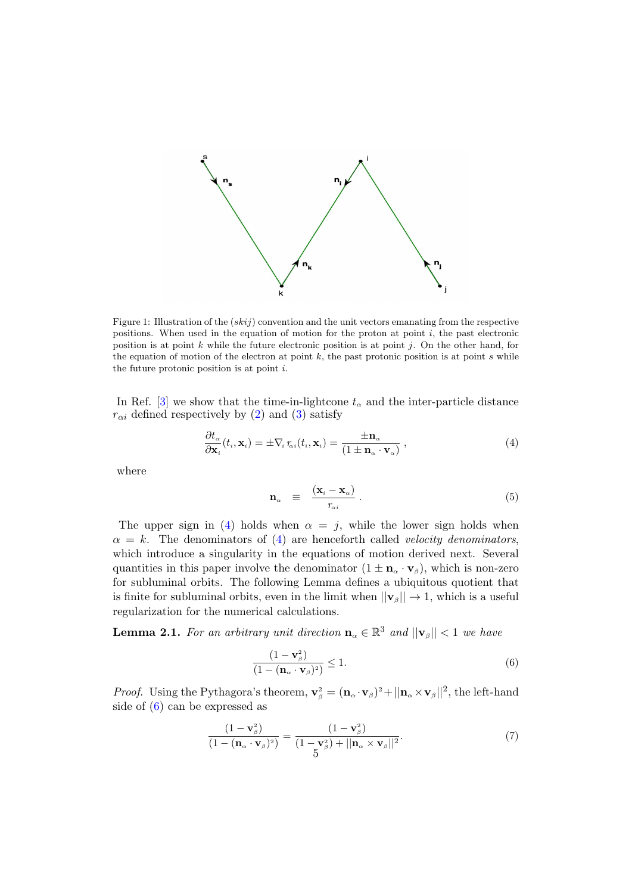Figure 1: Illustration of the $(skij)$ convention and the unit vectors emanating from the respective positions. When used in the equation of motion for the proton at point $i$, the past electronic position is at point $k$ while the future electronic position is at point $j$. On the other hand, for the equation of motion of the electron at point $k$, the past protonic position is at point $s$ while the future protonic position is at point $i$.

In Ref. [3] we show that the time-in-lightcone $t_\alpha$ and the inter-particle distance $r_{\alpha i}$ defined respectively by (2) and (3) satisfy

$$\frac{\partial t_\alpha}{\partial \mathbf{x}_i}(t_i, \mathbf{x}_i) = \pm \nabla_i\, r_{\alpha i}(t_i, \mathbf{x}_i) = \frac{\pm \mathbf{n}_\alpha}{(1 \pm \mathbf{n}_\alpha \cdot \mathbf{v}_\alpha)}\ , \tag{4}$$

where

$$\mathbf{n}_\alpha \quad \equiv \quad \frac{(\mathbf{x}_i - \mathbf{x}_\alpha)}{r_{\alpha i}}\ . \tag{5}$$

The upper sign in (4) holds when $\alpha = j$, while the lower sign holds when $\alpha = k$. The denominators of (4) are henceforth called *velocity denominators*, which introduce a singularity in the equations of motion derived next. Several quantities in this paper involve the denominator $(1 \pm \mathbf{n}_\alpha \cdot \mathbf{v}_\beta)$, which is non-zero for subluminal orbits. The following Lemma defines a ubiquitous quotient that is finite for subluminal orbits, even in the limit when $||\mathbf{v}_\beta|| \to 1$, which is a useful regularization for the numerical calculations.

**Lemma 2.1.** *For an arbitrary unit direction $\mathbf{n}_\alpha \in \mathbb{R}^3$ and $||\mathbf{v}_\beta|| < 1$ we have*

$$\frac{(1 - \mathbf{v}_\beta^2)}{(1 - (\mathbf{n}_\alpha \cdot \mathbf{v}_\beta)^2)} \leq 1. \tag{6}$$

*Proof.* Using the Pythagora's theorem, $\mathbf{v}_\beta^2 = (\mathbf{n}_\alpha \cdot \mathbf{v}_\beta)^2 + ||\mathbf{n}_\alpha \times \mathbf{v}_\beta||^2$, the left-hand side of (6) can be expressed as

$$\frac{(1 - \mathbf{v}_\beta^2)}{(1 - (\mathbf{n}_\alpha \cdot \mathbf{v}_\beta)^2)} = \frac{(1 - \mathbf{v}_\beta^2)}{(1 - \mathbf{v}_\beta^2) + ||\mathbf{n}_\alpha \times \mathbf{v}_\beta||^2}. \tag{7}$$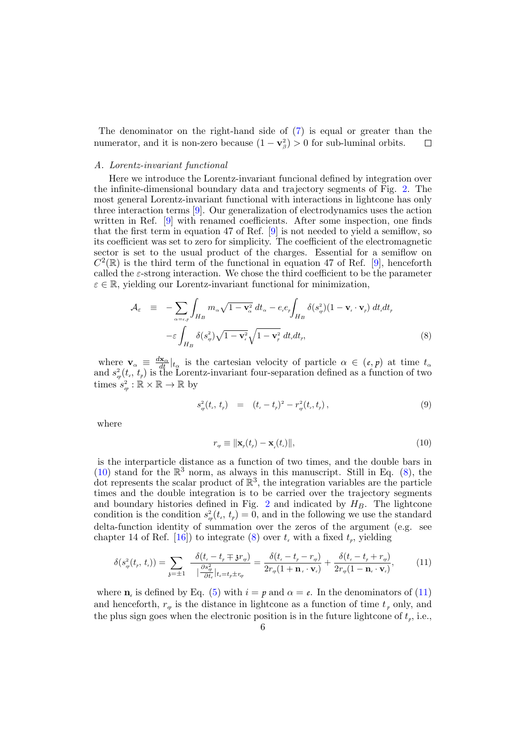The denominator on the right-hand side of (7) is equal or greater than the numerator, and it is non-zero because $(1-\mathbf{v}_{\beta}^2)>0$ for sub-luminal orbits. $\square$

### A. Lorentz-invariant functional

Here we introduce the Lorentz-invariant funcional defined by integration over the infinite-dimensional boundary data and trajectory segments of Fig. 2. The most general Lorentz-invariant functional with interactions in lightcone has only three interaction terms [9]. Our generalization of electrodynamics uses the action written in Ref. [9] with renamed coefficients. After some inspection, one finds that the first term in equation 47 of Ref. [9] is not needed to yield a semiflow, so its coefficient was set to zero for simplicity. The coefficient of the electromagnetic sector is set to the usual product of the charges. Essential for a semiflow on $C^2(\mathbb{R})$ is the third term of the functional in equation 47 of Ref. [9], henceforth called the $\varepsilon$-strong interaction. We chose the third coefficient to be the parameter $\varepsilon\in\mathbb{R}$, yielding our Lorentz-invariant functional for minimization,

$$
\begin{aligned}
\mathcal{A}_{\varepsilon} \;\equiv\; & -\sum_{\alpha=\epsilon,p}\int_{H_B} m_{\alpha}\sqrt{1-\mathbf{v}_{\alpha}^2}\,dt_{\alpha} - e_{\epsilon}e_{p}\int_{H_B}\delta(s_{\epsilon p}^2)(1-\mathbf{v}_{\epsilon}\cdot\mathbf{v}_{p})\,dt_{\epsilon}dt_{p} \\
& -\varepsilon\int_{H_B}\delta(s_{\epsilon p}^2)\sqrt{1-\mathbf{v}_{\epsilon}^2}\sqrt{1-\mathbf{v}_{p}^2}\,dt_{\epsilon}dt_{p},
\end{aligned} \tag{8}
$$

where $\mathbf{v}_{\alpha}\equiv\frac{d\mathbf{x}_{\alpha}}{dt}|_{t_{\alpha}}$ is the cartesian velocity of particle $\alpha\in(\epsilon,p)$ at time $t_{\alpha}$ and $s_{\epsilon p}^2(t_{\epsilon},t_{p})$ is the Lorentz-invariant four-separation defined as a function of two times $s_{\epsilon p}^2:\mathbb{R}\times\mathbb{R}\to\mathbb{R}$ by

$$
s_{\epsilon p}^2(t_{\epsilon},t_{p}) \;=\; (t_{\epsilon}-t_{p})^2 - r_{\epsilon p}^2(t_{\epsilon},t_{p}), \tag{9}
$$

where

$$
r_{\epsilon p}\equiv\|\mathbf{x}_{p}(t_{p})-\mathbf{x}_{\epsilon}(t_{\epsilon})\|, \tag{10}
$$

is the interparticle distance as a function of two times, and the double bars in (10) stand for the $\mathbb{R}^3$ norm, as always in this manuscript. Still in Eq. (8), the dot represents the scalar product of $\mathbb{R}^3$, the integration variables are the particle times and the double integration is to be carried over the trajectory segments and boundary histories defined in Fig. 2 and indicated by $H_B$. The lightcone condition is the condition $s_{\epsilon p}^2(t_{\epsilon},t_{p})=0$, and in the following we use the standard delta-function identity of summation over the zeros of the argument (e.g. see chapter 14 of Ref. [16]) to integrate (8) over $t_{\epsilon}$ with a fixed $t_{p}$, yielding

$$
\delta(s_{\epsilon p}^2(t_{p},t_{\epsilon}))=\sum_{\jmath=\pm1}\frac{\delta(t_{\epsilon}-t_{p}\mp\jmath r_{\epsilon p})}{|\frac{\partial s_{\epsilon p}^2}{\partial t_{\epsilon}}|_{t_{\epsilon}=t_{p}\pm r_{\epsilon p}}}=\frac{\delta(t_{\epsilon}-t_{p}-r_{\epsilon p})}{2r_{\epsilon p}(1+\mathbf{n}_{\epsilon}\cdot\mathbf{v}_{\epsilon})}+\frac{\delta(t_{\epsilon}-t_{p}+r_{\epsilon p})}{2r_{\epsilon p}(1-\mathbf{n}_{\epsilon}\cdot\mathbf{v}_{\epsilon})}, \tag{11}
$$

where $\mathbf{n}_{\epsilon}$ is defined by Eq. (5) with $i=p$ and $\alpha=\epsilon$. In the denominators of (11) and henceforth, $r_{\epsilon p}$ is the distance in lightcone as a function of time $t_{p}$ only, and the plus sign goes when the electronic position is in the future lightcone of $t_{p}$, i.e.,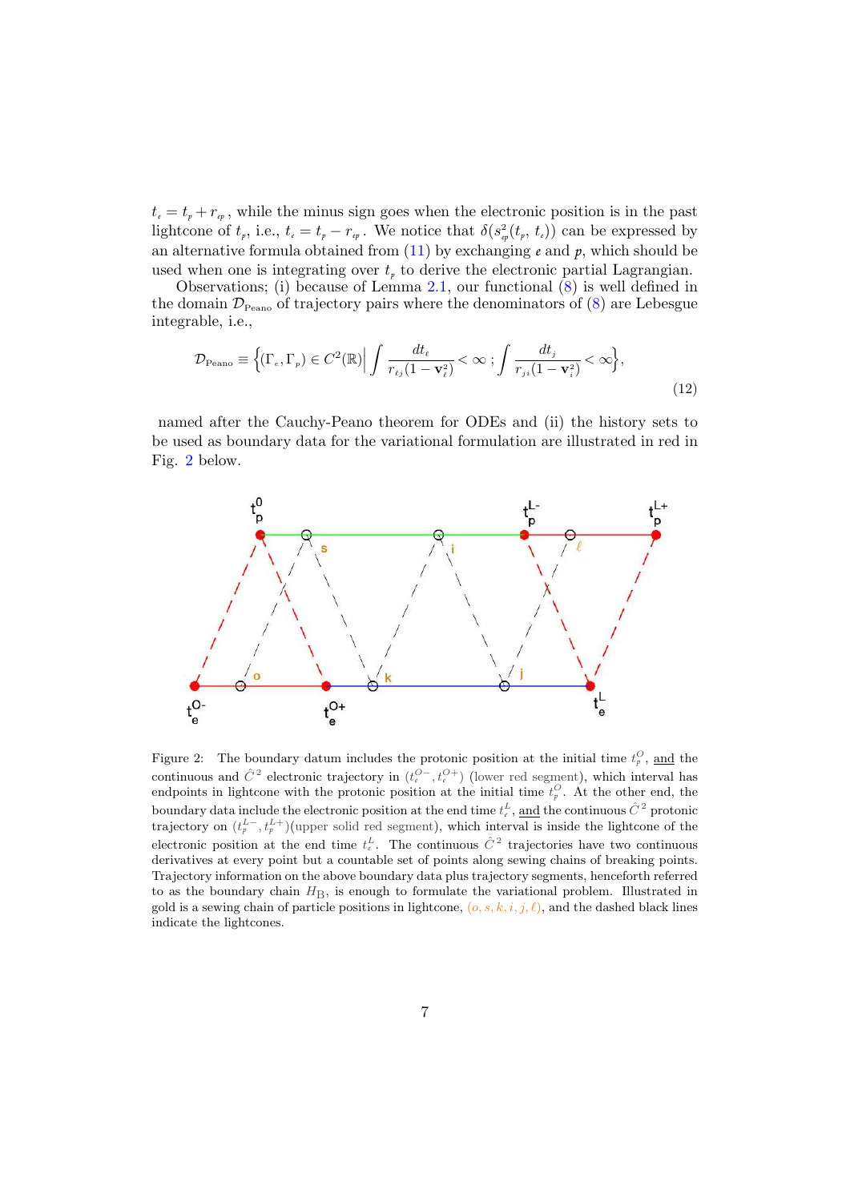$t_e = t_p + r_{ep}$, while the minus sign goes when the electronic position is in the past lightcone of $t_p$, i.e., $t_e = t_p - r_{ep}$. We notice that $\delta(s^2_{ep}(t_p, t_e))$ can be expressed by an alternative formula obtained from (11) by exchanging $e$ and $p$, which should be used when one is integrating over $t_p$ to derive the electronic partial Lagrangian.

Observations; (i) because of Lemma 2.1, our functional (8) is well defined in the domain $\mathcal{D}_{\text{Peano}}$ of trajectory pairs where the denominators of (8) are Lebesgue integrable, i.e.,

$$
\mathcal{D}_{\text{Peano}} \equiv \Big\{ (\Gamma_e, \Gamma_p) \in C^2(\mathbb{R}) \Big| \int \frac{dt_\ell}{r_{\ell j}(1-\mathbf{v}_\ell^2)} < \infty \, ; \int \frac{dt_j}{r_{ji}(1-\mathbf{v}_i^2)} < \infty \Big\}, \tag{12}
$$

named after the Cauchy-Peano theorem for ODEs and (ii) the history sets to be used as boundary data for the variational formulation are illustrated in red in Fig. 2 below.

Figure 2: The boundary datum includes the protonic position at the initial time $t_p^O$, <u>and</u> the continuous and $\hat{C}^2$ electronic trajectory in $(t_e^{O-}, t_e^{O+})$ (lower red segment), which interval has endpoints in lightcone with the protonic position at the initial time $t_p^O$. At the other end, the boundary data include the electronic position at the end time $t_e^L$, <u>and</u> the continuous $\hat{C}^2$ protonic trajectory on $(t_p^{L-}, t_p^{L+})$(upper solid red segment), which interval is inside the lightcone of the electronic position at the end time $t_e^L$. The continuous $\hat{C}^2$ trajectories have two continuous derivatives at every point but a countable set of points along sewing chains of breaking points. Trajectory information on the above boundary data plus trajectory segments, henceforth referred to as the boundary chain $H_{\text{B}}$, is enough to formulate the variational problem. Illustrated in gold is a sewing chain of particle positions in lightcone, $(o, s, k, i, j, \ell)$, and the dashed black lines indicate the lightcones.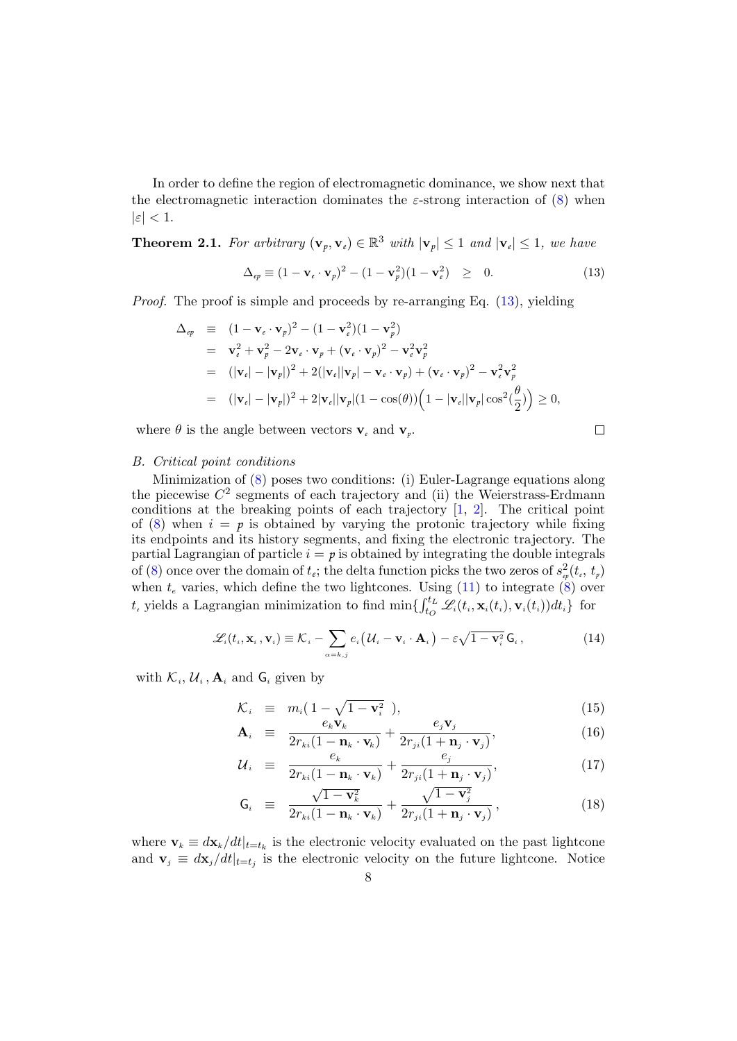In order to define the region of electromagnetic dominance, we show next that the electromagnetic interaction dominates the $\varepsilon$-strong interaction of (8) when $|\varepsilon| < 1$.

**Theorem 2.1.** *For arbitrary $(\mathbf{v}_p, \mathbf{v}_e) \in \mathbb{R}^3$ with $|\mathbf{v}_p| \leq 1$ and $|\mathbf{v}_e| \leq 1$, we have*

$$\Delta_{ep} \equiv (1 - \mathbf{v}_e \cdot \mathbf{v}_p)^2 - (1 - \mathbf{v}_p^2)(1 - \mathbf{v}_e^2) \quad \geq \quad 0. \tag{13}$$

*Proof.* The proof is simple and proceeds by re-arranging Eq. (13), yielding

$$\begin{aligned}
\Delta_{ep} &\equiv (1 - \mathbf{v}_e \cdot \mathbf{v}_p)^2 - (1 - \mathbf{v}_e^2)(1 - \mathbf{v}_p^2) \\
&= \mathbf{v}_e^2 + \mathbf{v}_p^2 - 2\mathbf{v}_e \cdot \mathbf{v}_p + (\mathbf{v}_e \cdot \mathbf{v}_p)^2 - \mathbf{v}_e^2 \mathbf{v}_p^2 \\
&= (|\mathbf{v}_e| - |\mathbf{v}_p|)^2 + 2(|\mathbf{v}_e||\mathbf{v}_p| - \mathbf{v}_e \cdot \mathbf{v}_p) + (\mathbf{v}_e \cdot \mathbf{v}_p)^2 - \mathbf{v}_e^2 \mathbf{v}_p^2 \\
&= (|\mathbf{v}_e| - |\mathbf{v}_p|)^2 + 2|\mathbf{v}_e||\mathbf{v}_p|(1 - \cos(\theta))\Big(1 - |\mathbf{v}_e||\mathbf{v}_p| \cos^2(\frac{\theta}{2})\Big) \geq 0,
\end{aligned}$$

where $\theta$ is the angle between vectors $\mathbf{v}_e$ and $\mathbf{v}_p$. ∎

*B. Critical point conditions*

Minimization of (8) poses two conditions: (i) Euler-Lagrange equations along the piecewise $C^2$ segments of each trajectory and (ii) the Weierstrass-Erdmann conditions at the breaking points of each trajectory [1, 2]. The critical point of (8) when $i = p$ is obtained by varying the protonic trajectory while fixing its endpoints and its history segments, and fixing the electronic trajectory. The partial Lagrangian of particle $i = p$ is obtained by integrating the double integrals of (8) once over the domain of $t_e$; the delta function picks the two zeros of $s_{ep}^2(t_e, t_p)$ when $t_e$ varies, which define the two lightcones. Using (11) to integrate (8) over $t_e$ yields a Lagrangian minimization to find $\min\{\int_{t_O}^{t_L} \mathscr{L}_i(t_i, \mathbf{x}_i(t_i), \mathbf{v}_i(t_i))dt_i\}$ for

$$\mathscr{L}_i(t_i, \mathbf{x}_i, \mathbf{v}_i) \equiv \mathcal{K}_i - \sum_{\alpha=k,j} e_i\big(\mathcal{U}_i - \mathbf{v}_i \cdot \mathbf{A}_i\big) - \varepsilon\sqrt{1 - \mathbf{v}_i^2}\,\mathsf{G}_i\,, \tag{14}$$

with $\mathcal{K}_i$, $\mathcal{U}_i$, $\mathbf{A}_i$ and $\mathsf{G}_i$ given by

$$\mathcal{K}_i \equiv m_i\big(1 - \sqrt{1 - \mathbf{v}_i^2}\;\big), \tag{15}$$

$$\mathbf{A}_i \equiv \frac{e_k \mathbf{v}_k}{2r_{ki}(1 - \mathbf{n}_k \cdot \mathbf{v}_k)} + \frac{e_j \mathbf{v}_j}{2r_{ji}(1 + \mathbf{n}_j \cdot \mathbf{v}_j)}, \tag{16}$$

$$\mathcal{U}_i \equiv \frac{e_k}{2r_{ki}(1 - \mathbf{n}_k \cdot \mathbf{v}_k)} + \frac{e_j}{2r_{ji}(1 + \mathbf{n}_j \cdot \mathbf{v}_j)}, \tag{17}$$

$$\mathsf{G}_i \equiv \frac{\sqrt{1 - \mathbf{v}_k^2}}{2r_{ki}(1 - \mathbf{n}_k \cdot \mathbf{v}_k)} + \frac{\sqrt{1 - \mathbf{v}_j^2}}{2r_{ji}(1 + \mathbf{n}_j \cdot \mathbf{v}_j)}\,, \tag{18}$$

where $\mathbf{v}_k \equiv d\mathbf{x}_k/dt|_{t=t_k}$ is the electronic velocity evaluated on the past lightcone and $\mathbf{v}_j \equiv d\mathbf{x}_j/dt|_{t=t_j}$ is the electronic velocity on the future lightcone. Notice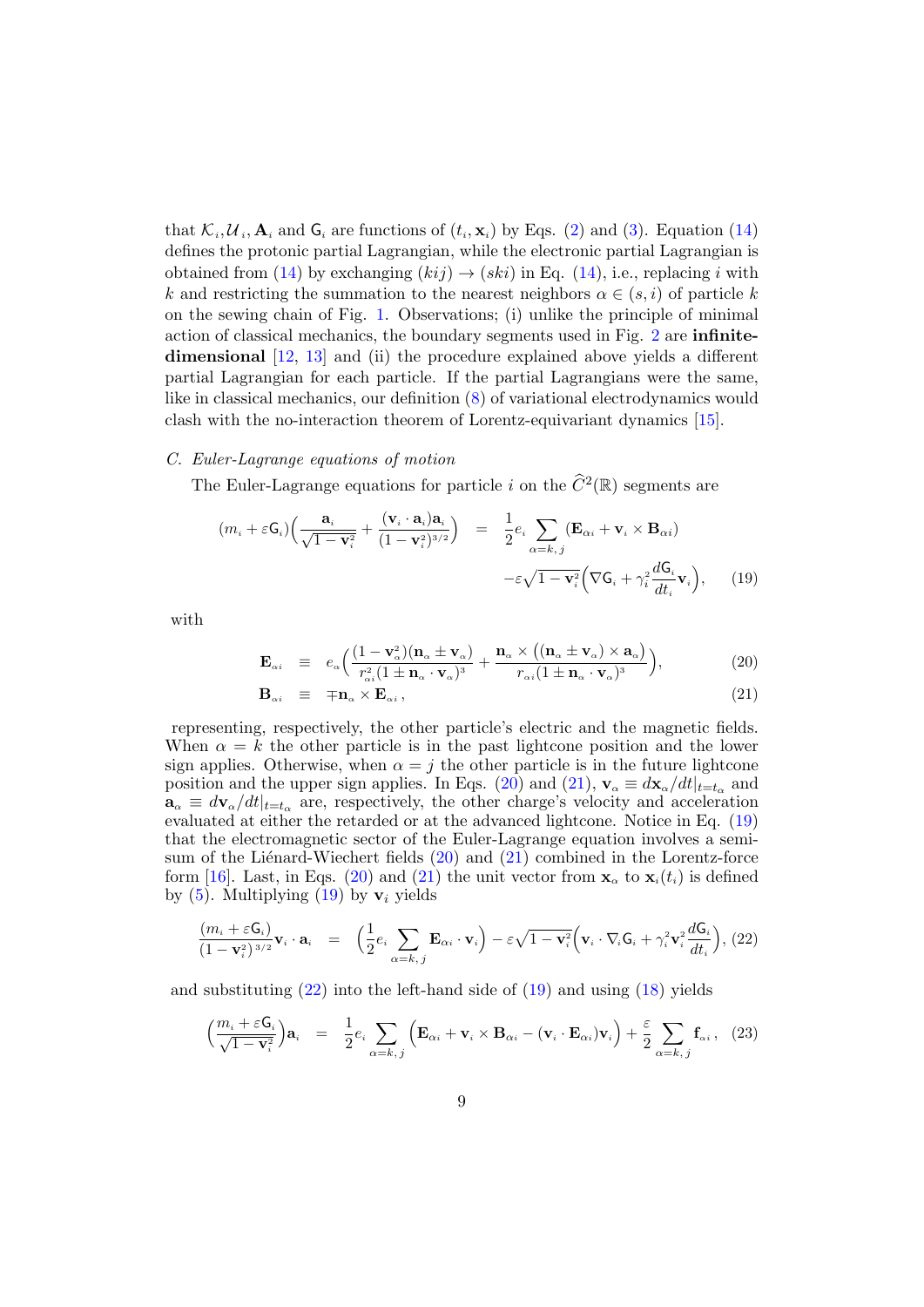that $\mathcal{K}_i, \mathcal{U}_i, \mathbf{A}_i$ and $\mathsf{G}_i$ are functions of $(t_i, \mathbf{x}_i)$ by Eqs. (2) and (3). Equation (14) defines the protonic partial Lagrangian, while the electronic partial Lagrangian is obtained from (14) by exchanging $(kij) \to (ski)$ in Eq. (14), i.e., replacing $i$ with $k$ and restricting the summation to the nearest neighbors $\alpha \in (s, i)$ of particle $k$ on the sewing chain of Fig. 1. Observations; (i) unlike the principle of minimal action of classical mechanics, the boundary segments used in Fig. 2 are **infinite-dimensional** [12, 13] and (ii) the procedure explained above yields a different partial Lagrangian for each particle. If the partial Lagrangians were the same, like in classical mechanics, our definition (8) of variational electrodynamics would clash with the no-interaction theorem of Lorentz-equivariant dynamics [15].

### C. Euler-Lagrange equations of motion

The Euler-Lagrange equations for particle $i$ on the $\widehat{C}^2(\mathbb{R})$ segments are

$$
\begin{aligned}
(m_i + \varepsilon \mathsf{G}_i)\Big( \frac{\mathbf{a}_i}{\sqrt{1-\mathbf{v}_i^2}} + \frac{(\mathbf{v}_i \cdot \mathbf{a}_i)\mathbf{a}_i}{(1-\mathbf{v}_i^2)^{3/2}} \Big) &= \frac{1}{2} e_i \sum_{\alpha = k,\, j} (\mathbf{E}_{\alpha i} + \mathbf{v}_i \times \mathbf{B}_{\alpha i}) \\
&\quad - \varepsilon \sqrt{1-\mathbf{v}_i^2} \Big( \nabla \mathsf{G}_i + \gamma_i^2 \frac{d\mathsf{G}_i}{dt_i} \mathbf{v}_i \Big), \qquad (19)
\end{aligned}
$$

with

$$
\mathbf{E}_{\alpha i} \equiv e_\alpha \Big( \frac{(1-\mathbf{v}_\alpha^2)(\mathbf{n}_\alpha \pm \mathbf{v}_\alpha)}{r_{\alpha i}^2 (1 \pm \mathbf{n}_\alpha \cdot \mathbf{v}_\alpha)^3} + \frac{\mathbf{n}_\alpha \times \big( (\mathbf{n}_\alpha \pm \mathbf{v}_\alpha) \times \mathbf{a}_\alpha \big)}{r_{\alpha i} (1 \pm \mathbf{n}_\alpha \cdot \mathbf{v}_\alpha)^3} \Big), \qquad (20)
$$

$$
\mathbf{B}_{\alpha i} \equiv \mp \mathbf{n}_\alpha \times \mathbf{E}_{\alpha i}\,, \qquad (21)
$$

representing, respectively, the other particle's electric and the magnetic fields. When $\alpha = k$ the other particle is in the past lightcone position and the lower sign applies. Otherwise, when $\alpha = j$ the other particle is in the future lightcone position and the upper sign applies. In Eqs. (20) and (21), $\mathbf{v}_\alpha \equiv d\mathbf{x}_\alpha/dt|_{t=t_\alpha}$ and $\mathbf{a}_\alpha \equiv d\mathbf{v}_\alpha/dt|_{t=t_\alpha}$ are, respectively, the other charge's velocity and acceleration evaluated at either the retarded or at the advanced lightcone. Notice in Eq. (19) that the electromagnetic sector of the Euler-Lagrange equation involves a semi-sum of the Liénard-Wiechert fields (20) and (21) combined in the Lorentz-force form [16]. Last, in Eqs. (20) and (21) the unit vector from $\mathbf{x}_\alpha$ to $\mathbf{x}_i(t_i)$ is defined by (5). Multiplying (19) by $\mathbf{v}_i$ yields

$$
\frac{(m_i + \varepsilon \mathsf{G}_i)}{(1-\mathbf{v}_i^2)^{3/2}} \mathbf{v}_i \cdot \mathbf{a}_i = \Big( \frac{1}{2} e_i \sum_{\alpha = k,\, j} \mathbf{E}_{\alpha i} \cdot \mathbf{v}_i \Big) - \varepsilon \sqrt{1-\mathbf{v}_i^2} \Big( \mathbf{v}_i \cdot \nabla_i \mathsf{G}_i + \gamma_i^2 \mathbf{v}_i^2 \frac{d\mathsf{G}_i}{dt_i} \Big), \ (22)
$$

and substituting (22) into the left-hand side of (19) and using (18) yields

$$
\Big( \frac{m_i + \varepsilon \mathsf{G}_i}{\sqrt{1-\mathbf{v}_i^2}} \Big) \mathbf{a}_i = \frac{1}{2} e_i \sum_{\alpha = k,\, j} \Big( \mathbf{E}_{\alpha i} + \mathbf{v}_i \times \mathbf{B}_{\alpha i} - (\mathbf{v}_i \cdot \mathbf{E}_{\alpha i}) \mathbf{v}_i \Big) + \frac{\varepsilon}{2} \sum_{\alpha = k,\, j} \mathbf{f}_{\alpha i}\,, \quad (23)
$$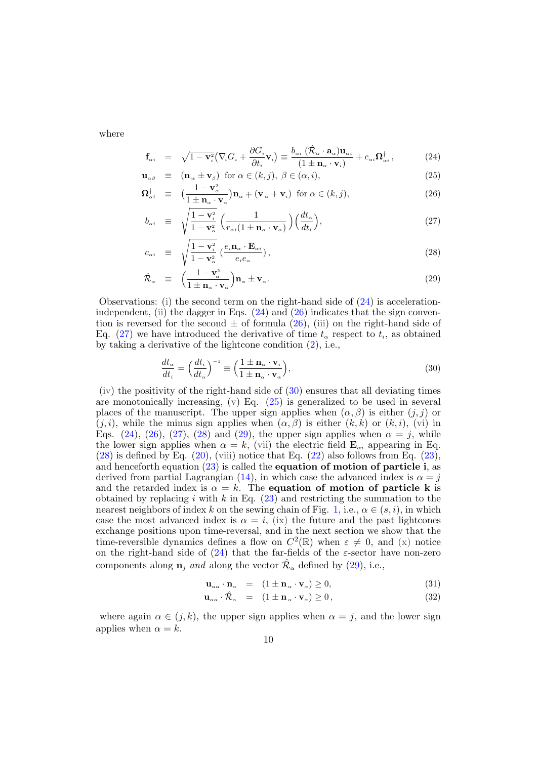where

$$
\begin{aligned}
\mathbf{f}_{\alpha i} &= \sqrt{1-\mathbf{v}_i^2}\big(\nabla_i G_i + \frac{\partial G_i}{\partial t_i}\mathbf{v}_i\big) \equiv \frac{b_{\alpha i}\,(\hat{\mathcal{R}}_\alpha \cdot \mathbf{a}_\alpha)\mathbf{u}_{\alpha i}}{(1 \pm \mathbf{n}_\alpha \cdot \mathbf{v}_i)} + c_{\alpha i}\mathbf{\Omega}^{\dagger}_{\alpha i}\,, && (24)\\
\mathbf{u}_{\alpha\beta} &\equiv (\mathbf{n}_\alpha \pm \mathbf{v}_\beta) \;\; \text{for } \alpha \in (k,j),\; \beta \in (\alpha, i), && (25)\\
\mathbf{\Omega}^{\dagger}_{\alpha i} &\equiv \big(\frac{1-\mathbf{v}_\alpha^2}{1 \pm \mathbf{n}_\alpha \cdot \mathbf{v}_\alpha}\big)\mathbf{n}_\alpha \mp (\mathbf{v}_\alpha + \mathbf{v}_i) \;\; \text{for } \alpha \in (k,j), && (26)\\
b_{\alpha i} &\equiv \sqrt{\frac{1-\mathbf{v}_i^2}{1-\mathbf{v}_\alpha^2}}\,\Big(\frac{1}{r_{\alpha i}(1 \pm \mathbf{n}_\alpha \cdot \mathbf{v}_\alpha)}\Big)\Big(\frac{dt_\alpha}{dt_i}\Big), && (27)\\
c_{\alpha i} &\equiv \sqrt{\frac{1-\mathbf{v}_i^2}{1-\mathbf{v}_\alpha^2}}\,\big(\frac{e_i \mathbf{n}_\alpha \cdot \mathbf{E}_{\alpha i}}{e_i e_\alpha}\big), && (28)\\
\hat{\mathcal{R}}_\alpha &\equiv \Big(\frac{1-\mathbf{v}_\alpha^2}{1 \pm \mathbf{n}_\alpha \cdot \mathbf{v}_\alpha}\Big)\mathbf{n}_\alpha \pm \mathbf{v}_\alpha. && (29)
\end{aligned}
$$

Observations: (i) the second term on the right-hand side of (24) is acceleration-independent, (ii) the dagger in Eqs. (24) and (26) indicates that the sign convention is reversed for the second $\pm$ of formula (26), (iii) on the right-hand side of Eq. (27) we have introduced the derivative of time $t_\alpha$ respect to $t_i$, as obtained by taking a derivative of the lightcone condition (2), i.e.,

$$
\frac{dt_\alpha}{dt_i} = \Big(\frac{dt_i}{dt_\alpha}\Big)^{-1} \equiv \Big(\frac{1 \pm \mathbf{n}_\alpha \cdot \mathbf{v}_i}{1 \pm \mathbf{n}_\alpha \cdot \mathbf{v}_\alpha}\Big), \qquad (30)
$$

(iv) the positivity of the right-hand side of (30) ensures that all deviating times are monotonically increasing, (v) Eq. (25) is generalized to be used in several places of the manuscript. The upper sign applies when $(\alpha, \beta)$ is either $(j,j)$ or $(j,i)$, while the minus sign applies when $(\alpha, \beta)$ is either $(k,k)$ or $(k,i)$, (vi) in Eqs. (24), (26), (27), (28) and (29), the upper sign applies when $\alpha = j$, while the lower sign applies when $\alpha = k$, (vii) the electric field $\mathbf{E}_{\alpha i}$ appearing in Eq. (28) is defined by Eq. (20), (viii) notice that Eq. (22) also follows from Eq. (23), and henceforth equation (23) is called the **equation of motion of particle i**, as derived from partial Lagrangian (14), in which case the advanced index is $\alpha = j$ and the retarded index is $\alpha = k$. The **equation of motion of particle k** is obtained by replacing $i$ with $k$ in Eq. (23) and restricting the summation to the nearest neighbors of index $k$ on the sewing chain of Fig. 1, i.e., $\alpha \in (s,i)$, in which case the most advanced index is $\alpha = i$, (ix) the future and the past lightcones exchange positions upon time-reversal, and in the next section we show that the time-reversible dynamics defines a flow on $C^2(\mathbb{R})$ when $\varepsilon \neq 0$, and (x) notice on the right-hand side of (24) that the far-fields of the $\varepsilon$-sector have non-zero components along $\mathbf{n}_j$ *and* along the vector $\hat{\mathcal{R}}_\alpha$ defined by (29), i.e.,

$$
\begin{aligned}
\mathbf{u}_{\alpha\alpha} \cdot \mathbf{n}_\alpha &= (1 \pm \mathbf{n}_\alpha \cdot \mathbf{v}_\alpha) \geq 0, && (31)\\
\mathbf{u}_{\alpha\alpha} \cdot \hat{\mathcal{R}}_\alpha &= (1 \pm \mathbf{n}_\alpha \cdot \mathbf{v}_\alpha) \geq 0\,, && (32)
\end{aligned}
$$

where again $\alpha \in (j,k)$, the upper sign applies when $\alpha = j$, and the lower sign applies when $\alpha = k$.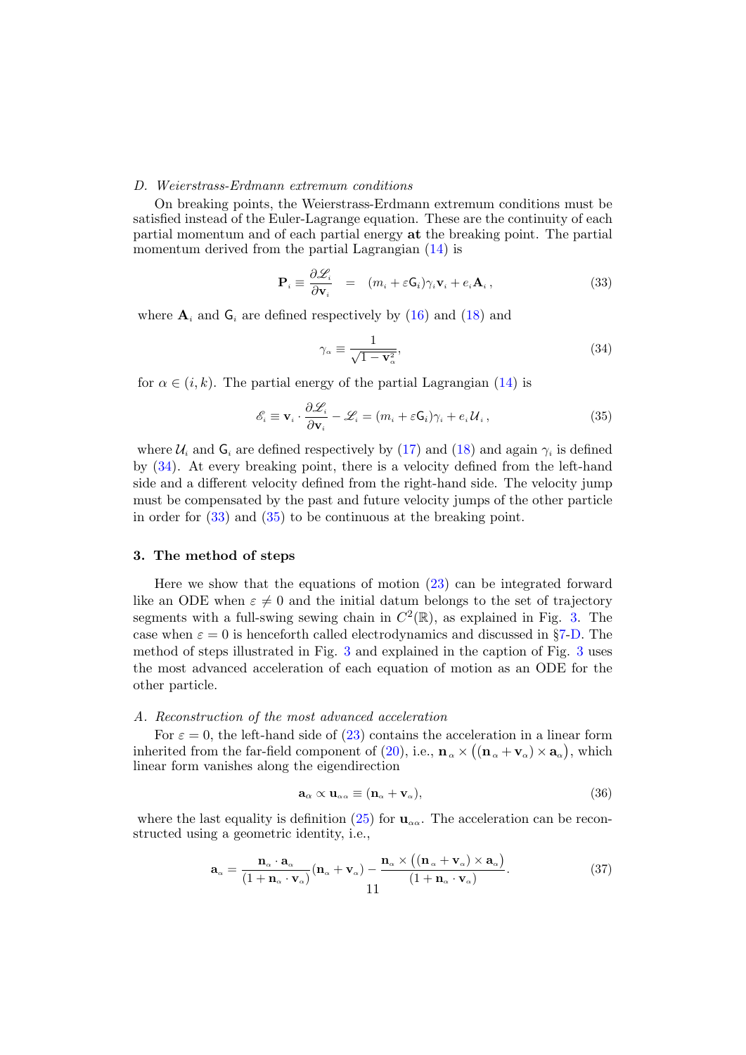*D. Weierstrass-Erdmann extremum conditions*

On breaking points, the Weierstrass-Erdmann extremum conditions must be satisfied instead of the Euler-Lagrange equation. These are the continuity of each partial momentum and of each partial energy **at** the breaking point. The partial momentum derived from the partial Lagrangian (14) is

$$\mathbf{P}_i \equiv \frac{\partial \mathscr{L}_i}{\partial \mathbf{v}_i} \;\; = \;\; (m_i + \varepsilon \mathsf{G}_i)\gamma_i \mathbf{v}_i + e_i \mathbf{A}_i \,, \tag{33}$$

where $\mathbf{A}_i$ and $\mathsf{G}_i$ are defined respectively by (16) and (18) and

$$\gamma_\alpha \equiv \frac{1}{\sqrt{1-\mathbf{v}_\alpha^2}}, \tag{34}$$

for $\alpha \in (i,k)$. The partial energy of the partial Lagrangian (14) is

$$\mathscr{E}_i \equiv \mathbf{v}_i \cdot \frac{\partial \mathscr{L}_i}{\partial \mathbf{v}_i} - \mathscr{L}_i = (m_i + \varepsilon \mathsf{G}_i)\gamma_i + e_i \mathcal{U}_i \,, \tag{35}$$

where $\mathcal{U}_i$ and $\mathsf{G}_i$ are defined respectively by (17) and (18) and again $\gamma_i$ is defined by (34). At every breaking point, there is a velocity defined from the left-hand side and a different velocity defined from the right-hand side. The velocity jump must be compensated by the past and future velocity jumps of the other particle in order for (33) and (35) to be continuous at the breaking point.

## 3. The method of steps

Here we show that the equations of motion (23) can be integrated forward like an ODE when $\varepsilon \neq 0$ and the initial datum belongs to the set of trajectory segments with a full-swing sewing chain in $C^2(\mathbb{R})$, as explained in Fig. 3. The case when $\varepsilon = 0$ is henceforth called electrodynamics and discussed in §7-D. The method of steps illustrated in Fig. 3 and explained in the caption of Fig. 3 uses the most advanced acceleration of each equation of motion as an ODE for the other particle.

*A. Reconstruction of the most advanced acceleration*

For $\varepsilon = 0$, the left-hand side of (23) contains the acceleration in a linear form inherited from the far-field component of (20), i.e., $\mathbf{n}_\alpha \times \big((\mathbf{n}_\alpha + \mathbf{v}_\alpha) \times \mathbf{a}_\alpha\big)$, which linear form vanishes along the eigendirection

$$\mathbf{a}_\alpha \propto \mathbf{u}_{\alpha\alpha} \equiv (\mathbf{n}_\alpha + \mathbf{v}_\alpha), \tag{36}$$

where the last equality is definition (25) for $\mathbf{u}_{\alpha\alpha}$. The acceleration can be reconstructed using a geometric identity, i.e.,

$$\mathbf{a}_\alpha = \frac{\mathbf{n}_\alpha \cdot \mathbf{a}_\alpha}{(1+\mathbf{n}_\alpha \cdot \mathbf{v}_\alpha)}(\mathbf{n}_\alpha + \mathbf{v}_\alpha) - \frac{\mathbf{n}_\alpha \times \big((\mathbf{n}_\alpha + \mathbf{v}_\alpha) \times \mathbf{a}_\alpha\big)}{(1+\mathbf{n}_\alpha \cdot \mathbf{v}_\alpha)}. \tag{37}$$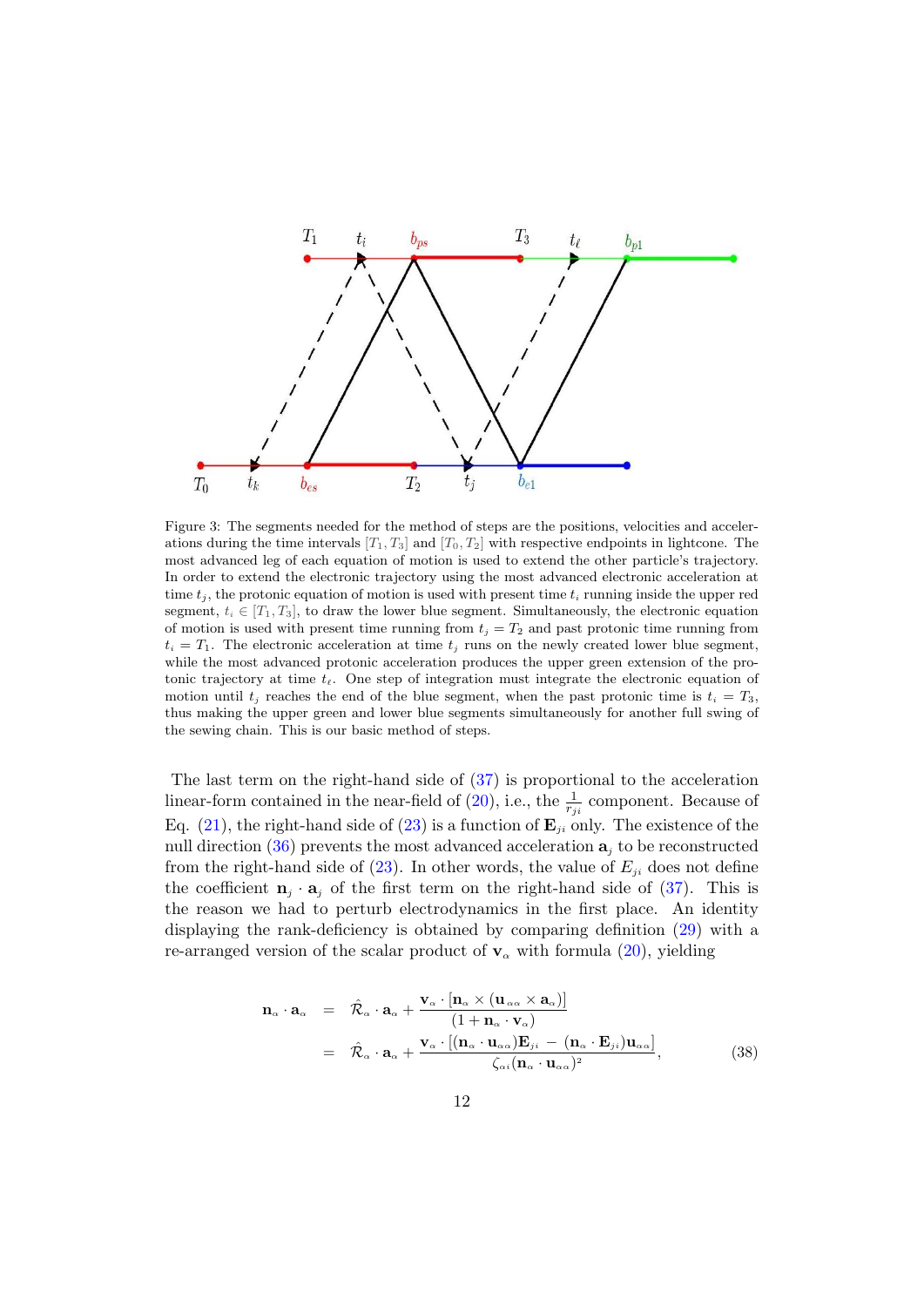Figure 3: The segments needed for the method of steps are the positions, velocities and accelerations during the time intervals $[T_1, T_3]$ and $[T_0, T_2]$ with respective endpoints in lightcone. The most advanced leg of each equation of motion is used to extend the other particle's trajectory. In order to extend the electronic trajectory using the most advanced electronic acceleration at time $t_j$, the protonic equation of motion is used with present time $t_i$ running inside the upper red segment, $t_i \in [T_1, T_3]$, to draw the lower blue segment. Simultaneously, the electronic equation of motion is used with present time running from $t_j = T_2$ and past protonic time running from $t_i = T_1$. The electronic acceleration at time $t_j$ runs on the newly created lower blue segment, while the most advanced protonic acceleration produces the upper green extension of the protonic trajectory at time $t_\ell$. One step of integration must integrate the electronic equation of motion until $t_j$ reaches the end of the blue segment, when the past protonic time is $t_i = T_3$, thus making the upper green and lower blue segments simultaneously for another full swing of the sewing chain. This is our basic method of steps.

The last term on the right-hand side of (37) is proportional to the acceleration linear-form contained in the near-field of (20), i.e., the $\frac{1}{r_{ji}}$ component. Because of Eq. (21), the right-hand side of (23) is a function of $\mathbf{E}_{ji}$ only. The existence of the null direction (36) prevents the most advanced acceleration $\mathbf{a}_j$ to be reconstructed from the right-hand side of (23). In other words, the value of $E_{ji}$ does not define the coefficient $\mathbf{n}_j \cdot \mathbf{a}_j$ of the first term on the right-hand side of (37). This is the reason we had to perturb electrodynamics in the first place. An identity displaying the rank-deficiency is obtained by comparing definition (29) with a re-arranged version of the scalar product of $\mathbf{v}_\alpha$ with formula (20), yielding

$$
\begin{aligned}
\mathbf{n}_\alpha \cdot \mathbf{a}_\alpha &= \hat{\mathcal{R}}_\alpha \cdot \mathbf{a}_\alpha + \frac{\mathbf{v}_\alpha \cdot [\mathbf{n}_\alpha \times (\mathbf{u}_{\alpha\alpha} \times \mathbf{a}_\alpha)]}{(1 + \mathbf{n}_\alpha \cdot \mathbf{v}_\alpha)} \\
&= \hat{\mathcal{R}}_\alpha \cdot \mathbf{a}_\alpha + \frac{\mathbf{v}_\alpha \cdot [(\mathbf{n}_\alpha \cdot \mathbf{u}_{\alpha\alpha})\mathbf{E}_{ji} - (\mathbf{n}_\alpha \cdot \mathbf{E}_{ji})\mathbf{u}_{\alpha\alpha}]}{\zeta_{\alpha i}(\mathbf{n}_\alpha \cdot \mathbf{u}_{\alpha\alpha})^2},
\end{aligned}
\qquad (38)
$$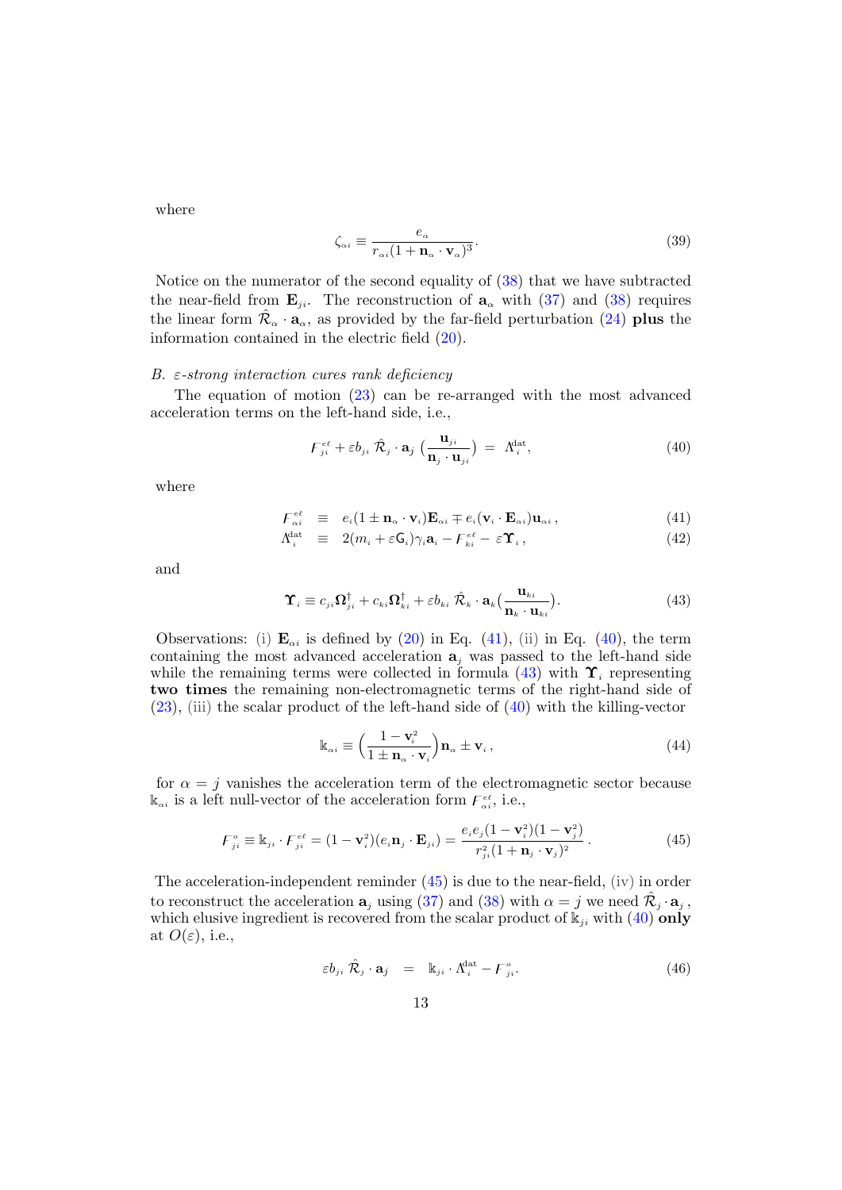where

$$\zeta_{\alpha i} \equiv \frac{e_\alpha}{r_{\alpha i}(1+\mathbf{n}_\alpha \cdot \mathbf{v}_\alpha)^3}. \tag{39}$$

Notice on the numerator of the second equality of (38) that we have subtracted the near-field from $\mathbf{E}_{ji}$. The reconstruction of $\mathbf{a}_\alpha$ with (37) and (38) requires the linear form $\hat{\mathcal{R}}_\alpha \cdot \mathbf{a}_\alpha$, as provided by the far-field perturbation (24) **plus** the information contained in the electric field (20).

### B. $\varepsilon$-strong interaction cures rank deficiency

The equation of motion (23) can be re-arranged with the most advanced acceleration terms on the left-hand side, i.e.,

$$F^{e\ell}_{ji} + \varepsilon b_{ji}\, \hat{\mathcal{R}}_j \cdot \mathbf{a}_j \left(\frac{\mathbf{u}_{ji}}{\mathbf{n}_j \cdot \mathbf{u}_{ji}}\right) \;=\; \Lambda^{\text{dat}}_i, \tag{40}$$

where

$$F^{e\ell}_{\alpha i} \;\equiv\; e_i(1 \pm \mathbf{n}_\alpha \cdot \mathbf{v}_i)\mathbf{E}_{\alpha i} \mp e_i(\mathbf{v}_i \cdot \mathbf{E}_{\alpha i})\mathbf{u}_{\alpha i}\,, \tag{41}$$

$$\Lambda^{\text{dat}}_i \;\equiv\; 2(m_i + \varepsilon \mathsf{G}_i)\gamma_i \mathbf{a}_i - F^{e\ell}_{ki} - \varepsilon \boldsymbol{\Upsilon}_i\,, \tag{42}$$

and

$$\boldsymbol{\Upsilon}_i \equiv c_{ji}\boldsymbol{\Omega}^\dagger_{ji} + c_{ki}\boldsymbol{\Omega}^\dagger_{ki} + \varepsilon b_{ki}\, \hat{\mathcal{R}}_k \cdot \mathbf{a}_k\left(\frac{\mathbf{u}_{ki}}{\mathbf{n}_k \cdot \mathbf{u}_{ki}}\right). \tag{43}$$

Observations: (i) $\mathbf{E}_{\alpha i}$ is defined by (20) in Eq. (41), (ii) in Eq. (40), the term containing the most advanced acceleration $\mathbf{a}_j$ was passed to the left-hand side while the remaining terms were collected in formula (43) with $\boldsymbol{\Upsilon}_i$ representing **two times** the remaining non-electromagnetic terms of the right-hand side of (23), (iii) the scalar product of the left-hand side of (40) with the killing-vector

$$\mathbb{k}_{\alpha i} \equiv \left(\frac{1-\mathbf{v}_i^2}{1 \pm \mathbf{n}_\alpha \cdot \mathbf{v}_i}\right)\mathbf{n}_\alpha \pm \mathbf{v}_i\,, \tag{44}$$

for $\alpha = j$ vanishes the acceleration term of the electromagnetic sector because $\mathbb{k}_{\alpha i}$ is a left null-vector of the acceleration form $F^{e\ell}_{\alpha i}$, i.e.,

$$F^{o}_{ji} \equiv \mathbb{k}_{ji} \cdot F^{e\ell}_{ji} = (1-\mathbf{v}_i^2)(e_i \mathbf{n}_j \cdot \mathbf{E}_{ji}) = \frac{e_i e_j (1-\mathbf{v}_i^2)(1-\mathbf{v}_j^2)}{r^2_{ji}(1+\mathbf{n}_j \cdot \mathbf{v}_j)^2}\,. \tag{45}$$

The acceleration-independent reminder (45) is due to the near-field, (iv) in order to reconstruct the acceleration $\mathbf{a}_j$ using (37) and (38) with $\alpha = j$ we need $\hat{\mathcal{R}}_j \cdot \mathbf{a}_j$, which elusive ingredient is recovered from the scalar product of $\mathbb{k}_{ji}$ with (40) **only** at $O(\varepsilon)$, i.e.,

$$\varepsilon b_{ji}\, \hat{\mathcal{R}}_j \cdot \mathbf{a}_j \;=\; \mathbb{k}_{ji} \cdot \Lambda^{\text{dat}}_i - F^{o}_{ji}. \tag{46}$$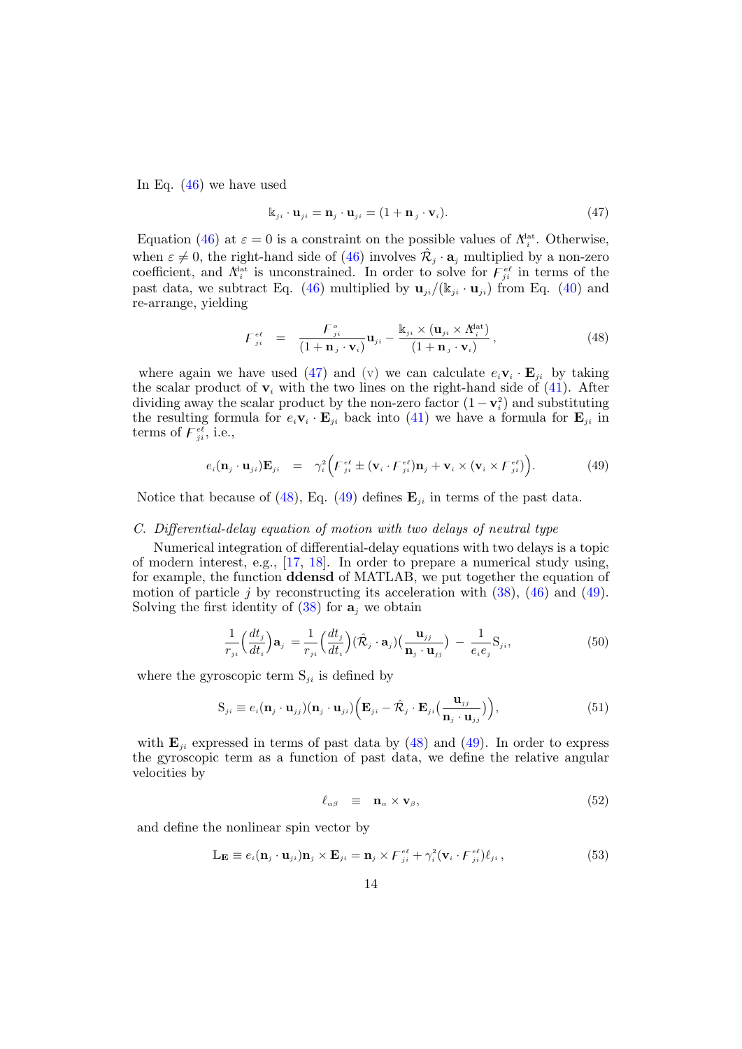In Eq. (46) we have used

$$\mathbb{k}_{ji} \cdot \mathbf{u}_{ji} = \mathbf{n}_j \cdot \mathbf{u}_{ji} = (1 + \mathbf{n}_j \cdot \mathbf{v}_i). \tag{47}$$

Equation (46) at $\varepsilon = 0$ is a constraint on the possible values of $\Lambda_i^{\rm dat}$. Otherwise, when $\varepsilon \neq 0$, the right-hand side of (46) involves $\hat{\mathcal{R}}_j \cdot \mathbf{a}_j$ multiplied by a non-zero coefficient, and $\Lambda_i^{\rm dat}$ is unconstrained. In order to solve for $F_{ji}^{e\ell}$ in terms of the past data, we subtract Eq. (46) multiplied by $\mathbf{u}_{ji}/(\mathbb{k}_{ji} \cdot \mathbf{u}_{ji})$ from Eq. (40) and re-arrange, yielding

$$F_{ji}^{e\ell} \;\; = \;\; \frac{F_{ji}^{o}}{(1 + \mathbf{n}_j \cdot \mathbf{v}_i)} \mathbf{u}_{ji} - \frac{\mathbb{k}_{ji} \times (\mathbf{u}_{ji} \times \Lambda_i^{\rm dat})}{(1 + \mathbf{n}_j \cdot \mathbf{v}_i)}, \tag{48}$$

where again we have used (47) and (v) we can calculate $e_i \mathbf{v}_i \cdot \mathbf{E}_{ji}$ by taking the scalar product of $\mathbf{v}_i$ with the two lines on the right-hand side of (41). After dividing away the scalar product by the non-zero factor $(1 - \mathbf{v}_i^2)$ and substituting the resulting formula for $e_i \mathbf{v}_i \cdot \mathbf{E}_{ji}$ back into (41) we have a formula for $\mathbf{E}_{ji}$ in terms of $F_{ji}^{e\ell}$, i.e.,

$$e_i (\mathbf{n}_j \cdot \mathbf{u}_{ji}) \mathbf{E}_{ji} \;\; = \;\; \gamma_i^2 \Big( F_{ji}^{e\ell} \pm (\mathbf{v}_i \cdot F_{ji}^{e\ell}) \mathbf{n}_j + \mathbf{v}_i \times (\mathbf{v}_i \times F_{ji}^{e\ell}) \Big). \tag{49}$$

Notice that because of (48), Eq. (49) defines $\mathbf{E}_{ji}$ in terms of the past data.

### *C. Differential-delay equation of motion with two delays of neutral type*

Numerical integration of differential-delay equations with two delays is a topic of modern interest, e.g., [17, 18]. In order to prepare a numerical study using, for example, the function **ddensd** of MATLAB, we put together the equation of motion of particle $j$ by reconstructing its acceleration with (38), (46) and (49). Solving the first identity of (38) for $\mathbf{a}_j$ we obtain

$$\frac{1}{r_{ji}} \Big( \frac{dt_j}{dt_i} \Big) \mathbf{a}_j = \frac{1}{r_{ji}} \Big( \frac{dt_j}{dt_i} \Big) (\hat{\mathcal{R}}_j \cdot \mathbf{a}_j) \big( \frac{\mathbf{u}_{jj}}{\mathbf{n}_j \cdot \mathbf{u}_{jj}} \big) \; - \; \frac{1}{e_i e_j} \mathrm{S}_{ji}, \tag{50}$$

where the gyroscopic term $\mathrm{S}_{ji}$ is defined by

$$\mathrm{S}_{ji} \equiv e_i (\mathbf{n}_j \cdot \mathbf{u}_{jj}) (\mathbf{n}_j \cdot \mathbf{u}_{ji}) \Big( \mathbf{E}_{ji} - \hat{\mathcal{R}}_j \cdot \mathbf{E}_{ji} \big( \frac{\mathbf{u}_{jj}}{\mathbf{n}_j \cdot \mathbf{u}_{jj}} \big) \Big), \tag{51}$$

with $\mathbf{E}_{ji}$ expressed in terms of past data by (48) and (49). In order to express the gyroscopic term as a function of past data, we define the relative angular velocities by

$$\ell_{\alpha\beta} \;\; \equiv \;\; \mathbf{n}_\alpha \times \mathbf{v}_\beta, \tag{52}$$

and define the nonlinear spin vector by

$$\mathbb{L}_{\mathbf{E}} \equiv e_i (\mathbf{n}_j \cdot \mathbf{u}_{ji}) \mathbf{n}_j \times \mathbf{E}_{ji} = \mathbf{n}_j \times F_{ji}^{e\ell} + \gamma_i^2 (\mathbf{v}_i \cdot F_{ji}^{e\ell}) \ell_{ji}, \tag{53}$$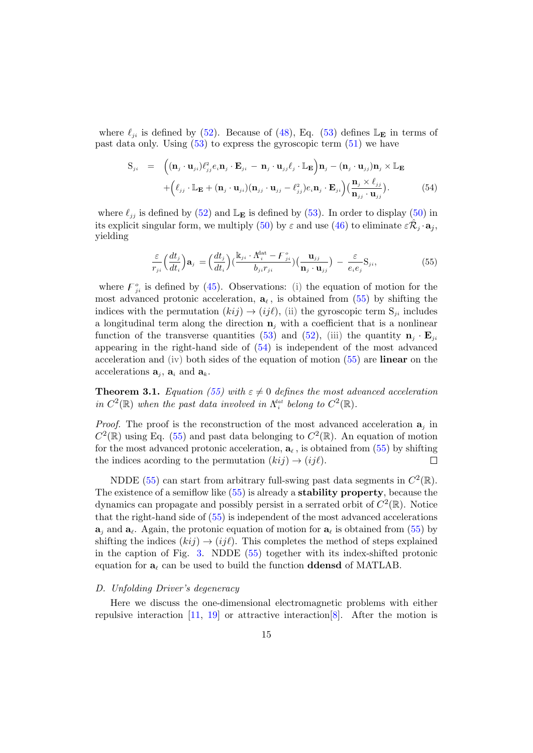where $\ell_{ji}$ is defined by (52). Because of (48), Eq. (53) defines $\mathbb{L}_{\mathbf{E}}$ in terms of past data only. Using (53) to express the gyroscopic term (51) we have

$$
\begin{aligned}
\mathrm{S}_{ji} \;=\; & \Big( (\mathbf{n}_{j} \cdot \mathbf{u}_{ji})\ell_{jj}^{2} e_{i}\mathbf{n}_{j} \cdot \mathbf{E}_{ji} - \mathbf{n}_{j} \cdot \mathbf{u}_{jj}\ell_{j} \cdot \mathbb{L}_{\mathbf{E}} \Big)\mathbf{n}_{j} - (\mathbf{n}_{j} \cdot \mathbf{u}_{jj})\mathbf{n}_{j} \times \mathbb{L}_{\mathbf{E}} \\
& + \Big( \ell_{jj} \cdot \mathbb{L}_{\mathbf{E}} + (\mathbf{n}_{j} \cdot \mathbf{u}_{ji})(\mathbf{n}_{jj} \cdot \mathbf{u}_{jj} - \ell_{jj}^{2}) e_{i}\mathbf{n}_{j} \cdot \mathbf{E}_{ji} \Big)\Big( \frac{\mathbf{n}_{j} \times \ell_{jj}}{\mathbf{n}_{jj} \cdot \mathbf{u}_{jj}} \Big). \qquad (54)
\end{aligned}
$$

where $\ell_{jj}$ is defined by (52) and $\mathbb{L}_{\mathbf{E}}$ is defined by (53). In order to display (50) in its explicit singular form, we multiply (50) by $\varepsilon$ and use (46) to eliminate $\varepsilon\hat{\mathcal{R}}_{j} \cdot \mathbf{a}_{j}$, yielding

$$
\frac{\varepsilon}{r_{ji}}\Big(\frac{dt_{j}}{dt_{i}}\Big)\mathbf{a}_{j} = \Big(\frac{dt_{j}}{dt_{i}}\Big)\Big(\frac{\mathbb{k}_{ji} \cdot \Lambda_{i}^{\mathrm{dat}} - F_{ji}^{o}}{b_{ji} r_{ji}}\Big)\Big(\frac{\mathbf{u}_{jj}}{\mathbf{n}_{j} \cdot \mathbf{u}_{jj}}\Big) - \frac{\varepsilon}{e_{i} e_{j}}\mathrm{S}_{ji}, \qquad (55)
$$

where $F_{ji}^{o}$ is defined by (45). Observations: (i) the equation of motion for the most advanced protonic acceleration, $\mathbf{a}_{\ell}$, is obtained from (55) by shifting the indices with the permutation $(kij) \to (ij\ell)$, (ii) the gyroscopic term $\mathrm{S}_{ji}$ includes a longitudinal term along the direction $\mathbf{n}_{j}$ with a coefficient that is a nonlinear function of the transverse quantities (53) and (52), (iii) the quantity $\mathbf{n}_{j} \cdot \mathbf{E}_{ji}$ appearing in the right-hand side of (54) is independent of the most advanced acceleration and (iv) both sides of the equation of motion (55) are **linear** on the accelerations $\mathbf{a}_{j}$, $\mathbf{a}_{i}$ and $\mathbf{a}_{k}$.

**Theorem 3.1.** *Equation (55) with $\varepsilon \neq 0$ defines the most advanced acceleration in $C^{2}(\mathbb{R})$ when the past data involved in $\Lambda_{i}^{dat}$ belong to $C^{2}(\mathbb{R})$.*

*Proof.* The proof is the reconstruction of the most advanced acceleration $\mathbf{a}_{j}$ in $C^{2}(\mathbb{R})$ using Eq. (55) and past data belonging to $C^{2}(\mathbb{R})$. An equation of motion for the most advanced protonic acceleration, $\mathbf{a}_{\ell}$, is obtained from (55) by shifting the indices acording to the permutation $(kij) \to (ij\ell)$. □

NDDE (55) can start from arbitrary full-swing past data segments in $C^{2}(\mathbb{R})$. The existence of a semiflow like (55) is already a **stability property**, because the dynamics can propagate and possibly persist in a serrated orbit of $C^{2}(\mathbb{R})$. Notice that the right-hand side of (55) is independent of the most advanced accelerations $\mathbf{a}_{j}$ and $\mathbf{a}_{\ell}$. Again, the protonic equation of motion for $\mathbf{a}_{\ell}$ is obtained from (55) by shifting the indices $(kij) \to (ij\ell)$. This completes the method of steps explained in the caption of Fig. 3. NDDE (55) together with its index-shifted protonic equation for $\mathbf{a}_{\ell}$ can be used to build the function **ddensd** of MATLAB.

### D. Unfolding Driver's degeneracy

Here we discuss the one-dimensional electromagnetic problems with either repulsive interaction [11, 19] or attractive interaction[8]. After the motion is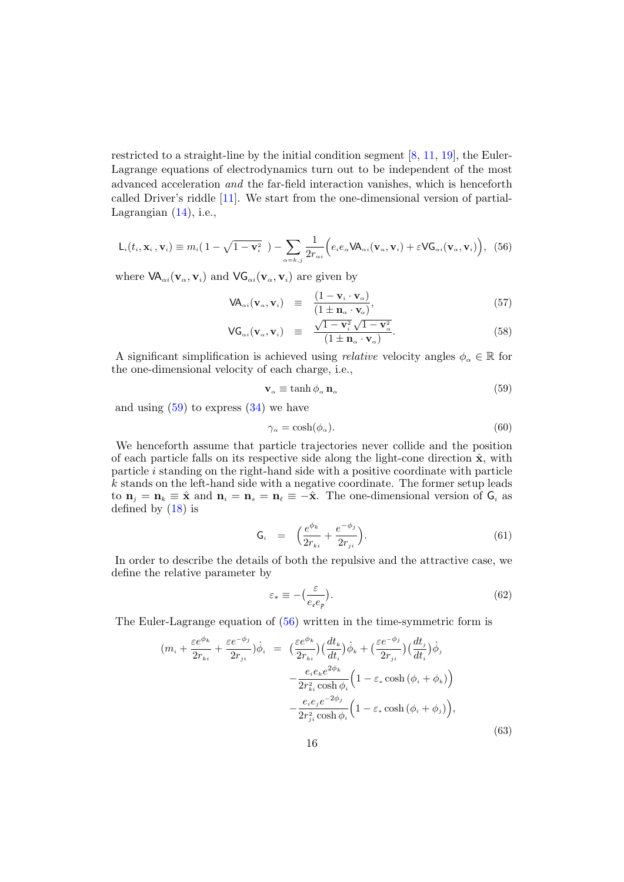restricted to a straight-line by the initial condition segment [8, 11, 19], the Euler-Lagrange equations of electrodynamics turn out to be independent of the most advanced acceleration *and* the far-field interaction vanishes, which is henceforth called Driver's riddle [11]. We start from the one-dimensional version of partial-Lagrangian (14), i.e.,

$$\mathsf{L}_i(t_i, \mathbf{x}_i, \mathbf{v}_i) \equiv m_i(\,1-\sqrt{1-\mathbf{v}_i^2}\ \,) - \sum_{\alpha=k,j} \frac{1}{2r_{\alpha i}}\Big(e_i e_\alpha \mathsf{VA}_{\alpha i}(\mathbf{v}_\alpha, \mathbf{v}_i) + \varepsilon \mathsf{VG}_{\alpha i}(\mathbf{v}_\alpha, \mathbf{v}_i)\Big), \quad (56)$$

where $\mathsf{VA}_{\alpha i}(\mathbf{v}_\alpha, \mathbf{v}_i)$ and $\mathsf{VG}_{\alpha i}(\mathbf{v}_\alpha, \mathbf{v}_i)$ are given by

$$\mathsf{VA}_{\alpha i}(\mathbf{v}_\alpha, \mathbf{v}_i) \equiv \frac{(1-\mathbf{v}_i \cdot \mathbf{v}_\alpha)}{(1 \pm \mathbf{n}_\alpha \cdot \mathbf{v}_\alpha)}, \quad (57)$$

$$\mathsf{VG}_{\alpha i}(\mathbf{v}_\alpha, \mathbf{v}_i) \equiv \frac{\sqrt{1-\mathbf{v}_i^2}\,\sqrt{1-\mathbf{v}_\alpha^2}}{(1 \pm \mathbf{n}_\alpha \cdot \mathbf{v}_\alpha)}. \quad (58)$$

A significant simplification is achieved using *relative* velocity angles $\phi_\alpha \in \mathbb{R}$ for the one-dimensional velocity of each charge, i.e.,

$$\mathbf{v}_\alpha \equiv \tanh \phi_\alpha \, \mathbf{n}_\alpha \quad (59)$$

and using (59) to express (34) we have

$$\gamma_\alpha = \cosh(\phi_\alpha). \quad (60)$$

We henceforth assume that particle trajectories never collide and the position of each particle falls on its respective side along the light-cone direction $\hat{\mathbf{x}}$, with particle $i$ standing on the right-hand side with a positive coordinate with particle $k$ stands on the left-hand side with a negative coordinate. The former setup leads to $\mathbf{n}_j = \mathbf{n}_k \equiv \hat{\mathbf{x}}$ and $\mathbf{n}_i = \mathbf{n}_s = \mathbf{n}_\ell \equiv -\hat{\mathbf{x}}$. The one-dimensional version of $\mathsf{G}_i$ as defined by (18) is

$$\mathsf{G}_i = \Big(\frac{e^{\phi_k}}{2r_{ki}} + \frac{e^{-\phi_j}}{2r_{ji}}\Big). \quad (61)$$

In order to describe the details of both the repulsive and the attractive case, we define the relative parameter by

$$\varepsilon_* \equiv -\big(\frac{\varepsilon}{e_e e_p}\big). \quad (62)$$

The Euler-Lagrange equation of (56) written in the time-symmetric form is

$$\begin{aligned}(m_i + \frac{\varepsilon e^{\phi_k}}{2r_{ki}} + \frac{\varepsilon e^{-\phi_j}}{2r_{ji}})\dot{\phi}_i \;=\; & \big(\frac{\varepsilon e^{\phi_k}}{2r_{ki}}\big)\big(\frac{dt_k}{dt_i}\big)\dot{\phi}_k + \big(\frac{\varepsilon e^{-\phi_j}}{2r_{ji}}\big)\big(\frac{dt_j}{dt_i}\big)\dot{\phi}_j \\ & - \frac{e_i e_k e^{2\phi_k}}{2r_{ki}^2 \cosh \phi_i}\Big(1 - \varepsilon_* \cosh(\phi_i + \phi_k)\Big) \\ & - \frac{e_i e_j e^{-2\phi_j}}{2r_{ji}^2 \cosh \phi_i}\Big(1 - \varepsilon_* \cosh(\phi_i + \phi_j)\Big), \end{aligned} \quad (63)$$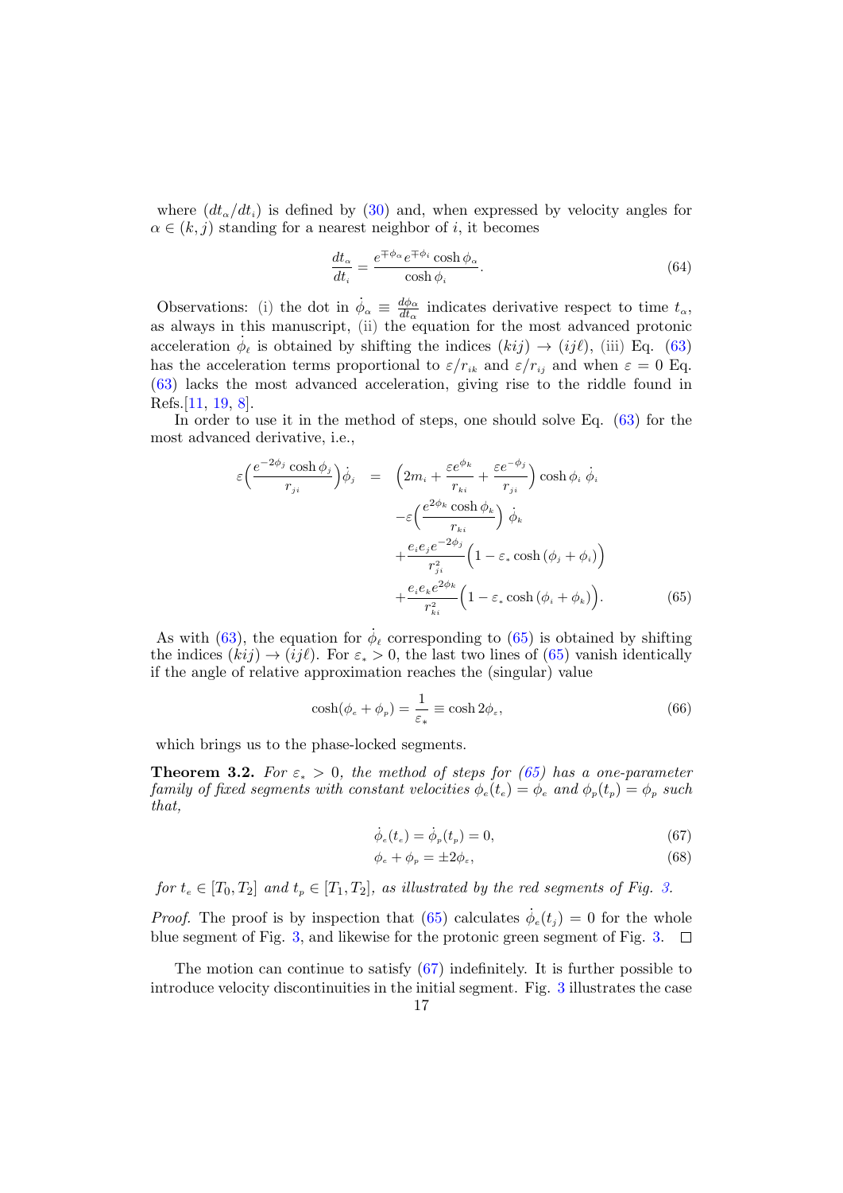where $(dt_\alpha/dt_i)$ is defined by (30) and, when expressed by velocity angles for $\alpha \in (k,j)$ standing for a nearest neighbor of $i$, it becomes

$$\frac{dt_\alpha}{dt_i} = \frac{e^{\mp\phi_\alpha} e^{\mp\phi_i} \cosh\phi_\alpha}{\cosh\phi_i}. \tag{64}$$

Observations: (i) the dot in $\dot{\phi}_\alpha \equiv \frac{d\phi_\alpha}{dt_\alpha}$ indicates derivative respect to time $t_\alpha$, as always in this manuscript, (ii) the equation for the most advanced protonic acceleration $\dot{\phi}_\ell$ is obtained by shifting the indices $(kij) \to (ij\ell)$, (iii) Eq. (63) has the acceleration terms proportional to $\varepsilon/r_{ik}$ and $\varepsilon/r_{ij}$ and when $\varepsilon = 0$ Eq. (63) lacks the most advanced acceleration, giving rise to the riddle found in Refs.[11, 19, 8].

In order to use it in the method of steps, one should solve Eq. (63) for the most advanced derivative, i.e.,

$$\begin{aligned}
\varepsilon\Big(\frac{e^{-2\phi_j}\cosh\phi_j}{r_{ji}}\Big)\dot{\phi}_j &= \Big(2m_i + \frac{\varepsilon e^{\phi_k}}{r_{ki}} + \frac{\varepsilon e^{-\phi_j}}{r_{ji}}\Big)\cosh\phi_i\;\dot{\phi}_i \\
&\quad -\varepsilon\Big(\frac{e^{2\phi_k}\cosh\phi_k}{r_{ki}}\Big)\;\dot{\phi}_k \\
&\quad +\frac{e_i e_j e^{-2\phi_j}}{r_{ji}^2}\Big(1-\varepsilon_*\cosh\left(\phi_j+\phi_i\right)\Big) \\
&\quad +\frac{e_i e_k e^{2\phi_k}}{r_{ki}^2}\Big(1-\varepsilon_*\cosh\left(\phi_i+\phi_k\right)\Big).
\end{aligned} \tag{65}$$

As with (63), the equation for $\dot{\phi}_\ell$ corresponding to (65) is obtained by shifting the indices $(kij) \to (ij\ell)$. For $\varepsilon_* > 0$, the last two lines of (65) vanish identically if the angle of relative approximation reaches the (singular) value

$$\cosh(\phi_e + \phi_p) = \frac{1}{\varepsilon_*} \equiv \cosh 2\phi_\varepsilon, \tag{66}$$

which brings us to the phase-locked segments.

**Theorem 3.2.** *For $\varepsilon_* > 0$, the method of steps for (65) has a one-parameter family of fixed segments with constant velocities $\phi_e(t_e) = \phi_e$ and $\phi_p(t_p) = \phi_p$ such that,*

$$\dot{\phi}_e(t_e) = \dot{\phi}_p(t_p) = 0, \tag{67}$$

$$\phi_e + \phi_p = \pm 2\phi_\varepsilon, \tag{68}$$

*for $t_e \in [T_0, T_2]$ and $t_p \in [T_1, T_2]$, as illustrated by the red segments of Fig. 3.*

*Proof.* The proof is by inspection that (65) calculates $\dot{\phi}_e(t_j) = 0$ for the whole blue segment of Fig. 3, and likewise for the protonic green segment of Fig. 3. $\square$

The motion can continue to satisfy (67) indefinitely. It is further possible to introduce velocity discontinuities in the initial segment. Fig. 3 illustrates the case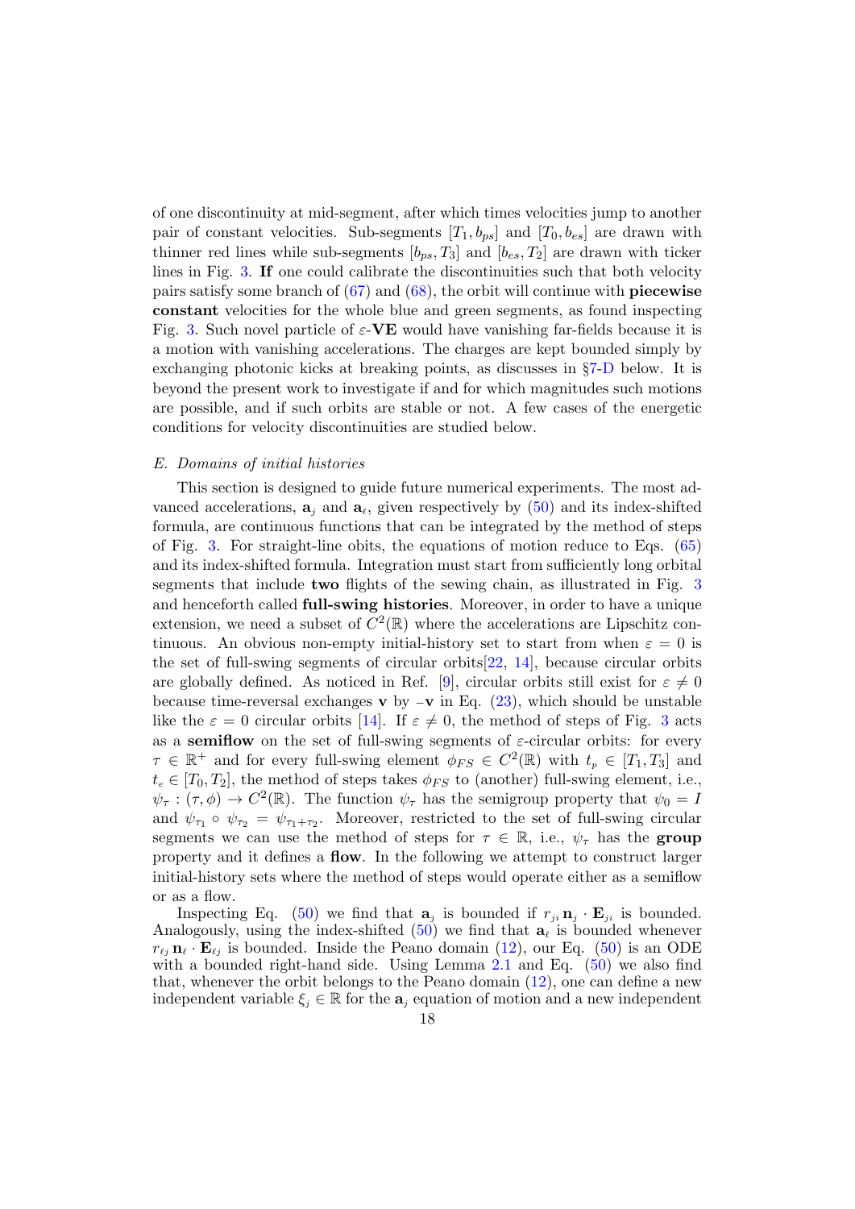of one discontinuity at mid-segment, after which times velocities jump to another pair of constant velocities. Sub-segments $[T_1, b_{ps}]$ and $[T_0, b_{es}]$ are drawn with thinner red lines while sub-segments $[b_{ps}, T_3]$ and $[b_{es}, T_2]$ are drawn with ticker lines in Fig. 3. **If** one could calibrate the discontinuities such that both velocity pairs satisfy some branch of (67) and (68), the orbit will continue with **piecewise constant** velocities for the whole blue and green segments, as found inspecting Fig. 3. Such novel particle of $\varepsilon$-**VE** would have vanishing far-fields because it is a motion with vanishing accelerations. The charges are kept bounded simply by exchanging photonic kicks at breaking points, as discusses in §7-D below. It is beyond the present work to investigate if and for which magnitudes such motions are possible, and if such orbits are stable or not. A few cases of the energetic conditions for velocity discontinuities are studied below.

### *E. Domains of initial histories*

This section is designed to guide future numerical experiments. The most advanced accelerations, $\mathbf{a}_j$ and $\mathbf{a}_\ell$, given respectively by (50) and its index-shifted formula, are continuous functions that can be integrated by the method of steps of Fig. 3. For straight-line obits, the equations of motion reduce to Eqs. (65) and its index-shifted formula. Integration must start from sufficiently long orbital segments that include **two** flights of the sewing chain, as illustrated in Fig. 3 and henceforth called **full-swing histories**. Moreover, in order to have a unique extension, we need a subset of $C^2(\mathbb{R})$ where the accelerations are Lipschitz continuous. An obvious non-empty initial-history set to start from when $\varepsilon = 0$ is the set of full-swing segments of circular orbits[22, 14], because circular orbits are globally defined. As noticed in Ref. [9], circular orbits still exist for $\varepsilon \neq 0$ because time-reversal exchanges $\mathbf{v}$ by $-\mathbf{v}$ in Eq. (23), which should be unstable like the $\varepsilon = 0$ circular orbits [14]. If $\varepsilon \neq 0$, the method of steps of Fig. 3 acts as a **semiflow** on the set of full-swing segments of $\varepsilon$-circular orbits: for every $\tau \in \mathbb{R}^+$ and for every full-swing element $\phi_{FS} \in C^2(\mathbb{R})$ with $t_p \in [T_1, T_3]$ and $t_e \in [T_0, T_2]$, the method of steps takes $\phi_{FS}$ to (another) full-swing element, i.e., $\psi_\tau : (\tau, \phi) \to C^2(\mathbb{R})$. The function $\psi_\tau$ has the semigroup property that $\psi_0 = I$ and $\psi_{\tau_1} \circ \psi_{\tau_2} = \psi_{\tau_1+\tau_2}$. Moreover, restricted to the set of full-swing circular segments we can use the method of steps for $\tau \in \mathbb{R}$, i.e., $\psi_\tau$ has the **group** property and it defines a **flow**. In the following we attempt to construct larger initial-history sets where the method of steps would operate either as a semiflow or as a flow.

Inspecting Eq. (50) we find that $\mathbf{a}_j$ is bounded if $r_{ji}\,\mathbf{n}_j \cdot \mathbf{E}_{ji}$ is bounded. Analogously, using the index-shifted (50) we find that $\mathbf{a}_\ell$ is bounded whenever $r_{\ell j}\,\mathbf{n}_\ell \cdot \mathbf{E}_{\ell j}$ is bounded. Inside the Peano domain (12), our Eq. (50) is an ODE with a bounded right-hand side. Using Lemma 2.1 and Eq. (50) we also find that, whenever the orbit belongs to the Peano domain (12), one can define a new independent variable $\xi_j \in \mathbb{R}$ for the $\mathbf{a}_j$ equation of motion and a new independent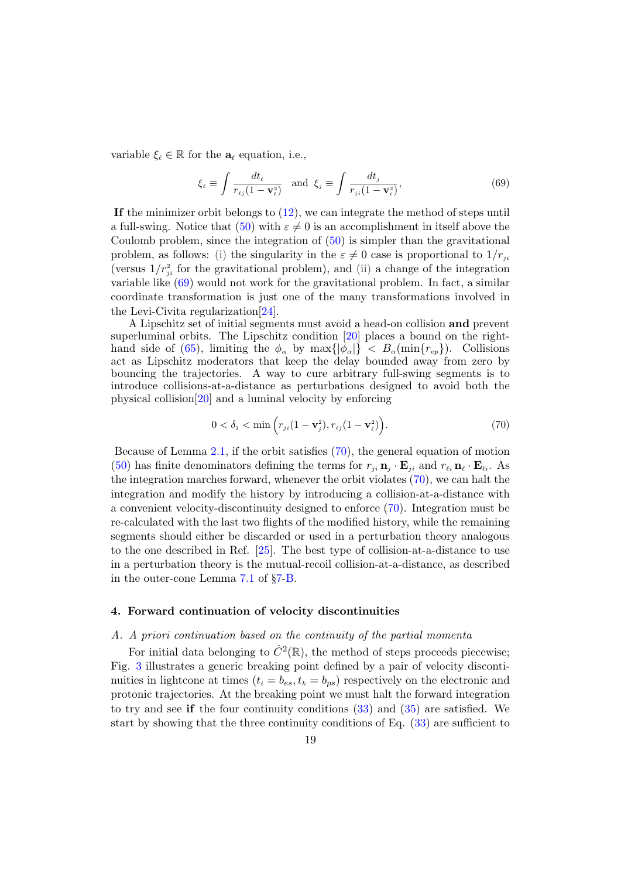variable $\xi_\ell \in \mathbb{R}$ for the $\mathbf{a}_\ell$ equation, i.e.,

$$\xi_\ell \equiv \int \frac{dt_\ell}{r_{\ell j}(1-\mathbf{v}_\ell^2)} \quad \text{and} \quad \xi_j \equiv \int \frac{dt_j}{r_{ji}(1-\mathbf{v}_i^2)}, \tag{69}$$

**If** the minimizer orbit belongs to (12), we can integrate the method of steps until a full-swing. Notice that (50) with $\varepsilon \neq 0$ is an accomplishment in itself above the Coulomb problem, since the integration of (50) is simpler than the gravitational problem, as follows: (i) the singularity in the $\varepsilon \neq 0$ case is proportional to $1/r_{ji}$ (versus $1/r_{ji}^2$ for the gravitational problem), and (ii) a change of the integration variable like (69) would not work for the gravitational problem. In fact, a similar coordinate transformation is just one of the many transformations involved in the Levi-Civita regularization[24].

A Lipschitz set of initial segments must avoid a head-on collision **and** prevent superluminal orbits. The Lipschitz condition [20] places a bound on the right-hand side of (65), limiting the $\phi_\alpha$ by $\max\{|\phi_\alpha|\} < B_\alpha(\min\{r_{ep}\})$. Collisions act as Lipschitz moderators that keep the delay bounded away from zero by bouncing the trajectories. A way to cure arbitrary full-swing segments is to introduce collisions-at-a-distance as perturbations designed to avoid both the physical collision[20] and a luminal velocity by enforcing

$$0 < \delta_1 < \min\Big(r_{ji}(1-\mathbf{v}_j^2), r_{\ell j}(1-\mathbf{v}_\ell^2)\Big). \tag{70}$$

Because of Lemma 2.1, if the orbit satisfies (70), the general equation of motion (50) has finite denominators defining the terms for $r_{ji}\,\mathbf{n}_j \cdot \mathbf{E}_{ji}$ and $r_{\ell i}\,\mathbf{n}_\ell \cdot \mathbf{E}_{\ell i}$. As the integration marches forward, whenever the orbit violates (70), we can halt the integration and modify the history by introducing a collision-at-a-distance with a convenient velocity-discontinuity designed to enforce (70). Integration must be re-calculated with the last two flights of the modified history, while the remaining segments should either be discarded or used in a perturbation theory analogous to the one described in Ref. [25]. The best type of collision-at-a-distance to use in a perturbation theory is the mutual-recoil collision-at-a-distance, as described in the outer-cone Lemma 7.1 of §7-B.

## 4. Forward continuation of velocity discontinuities

### *A. A priori continuation based on the continuity of the partial momenta*

For initial data belonging to $\hat{C}^2(\mathbb{R})$, the method of steps proceeds piecewise; Fig. 3 illustrates a generic breaking point defined by a pair of velocity discontinuities in lightcone at times $(t_i = b_{es}, t_k = b_{ps})$ respectively on the electronic and protonic trajectories. At the breaking point we must halt the forward integration to try and see **if** the four continuity conditions (33) and (35) are satisfied. We start by showing that the three continuity conditions of Eq. (33) are sufficient to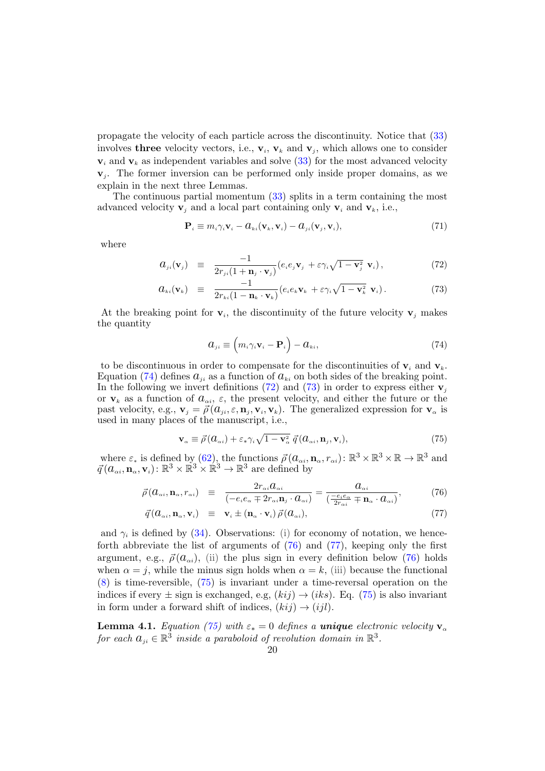propagate the velocity of each particle across the discontinuity. Notice that (33) involves **three** velocity vectors, i.e., $\mathbf{v}_i$, $\mathbf{v}_k$ and $\mathbf{v}_j$, which allows one to consider $\mathbf{v}_i$ and $\mathbf{v}_k$ as independent variables and solve (33) for the most advanced velocity $\mathbf{v}_j$. The former inversion can be performed only inside proper domains, as we explain in the next three Lemmas.

The continuous partial momentum (33) splits in a term containing the most advanced velocity $\mathbf{v}_j$ and a local part containing only $\mathbf{v}_i$ and $\mathbf{v}_k$, i.e.,

$$\mathbf{P}_i \equiv m_i \gamma_i \mathbf{v}_i - \mathcal{a}_{ki}(\mathbf{v}_k, \mathbf{v}_i) - \mathcal{a}_{ji}(\mathbf{v}_j, \mathbf{v}_i), \tag{71}$$

where

$$\mathcal{a}_{ji}(\mathbf{v}_j) \equiv \frac{-1}{2r_{ji}(1+\mathbf{n}_j \cdot \mathbf{v}_j)}(e_i e_j \mathbf{v}_j + \varepsilon \gamma_i \sqrt{1-\mathbf{v}_j^2}\ \mathbf{v}_i), \tag{72}$$

$$\mathcal{a}_{ki}(\mathbf{v}_k) \equiv \frac{-1}{2r_{ki}(1-\mathbf{n}_k \cdot \mathbf{v}_k)}(e_i e_k \mathbf{v}_k + \varepsilon \gamma_i \sqrt{1-\mathbf{v}_k^2}\ \mathbf{v}_i). \tag{73}$$

At the breaking point for $\mathbf{v}_i$, the discontinuity of the future velocity $\mathbf{v}_j$ makes the quantity

$$\mathcal{a}_{ji} \equiv \Big(m_i \gamma_i \mathbf{v}_i - \mathbf{P}_i\Big) - \mathcal{a}_{ki}, \tag{74}$$

to be discontinuous in order to compensate for the discontinuities of $\mathbf{v}_i$ and $\mathbf{v}_k$. Equation (74) defines $\mathcal{a}_{ji}$ as a function of $\mathcal{a}_{ki}$ on both sides of the breaking point. In the following we invert definitions (72) and (73) in order to express either $\mathbf{v}_j$ or $\mathbf{v}_k$ as a function of $\mathcal{a}_{\alpha i}$, $\varepsilon$, the present velocity, and either the future or the past velocity, e.g., $\mathbf{v}_j = \vec{\rho}(\mathcal{a}_{ji}, \varepsilon, \mathbf{n}_j, \mathbf{v}_i, \mathbf{v}_k)$. The generalized expression for $\mathbf{v}_\alpha$ is used in many places of the manuscript, i.e.,

$$\mathbf{v}_\alpha \equiv \vec{\rho}(\mathcal{a}_{\alpha i}) + \varepsilon_* \gamma_i \sqrt{1-\mathbf{v}_\alpha^2}\ \vec{q}(\mathcal{a}_{\alpha i}, \mathbf{n}_j, \mathbf{v}_i), \tag{75}$$

where $\varepsilon_*$ is defined by (62), the functions $\vec{\rho}(\mathcal{a}_{\alpha i}, \mathbf{n}_\alpha, r_{\alpha i})\colon \mathbb{R}^3 \times \mathbb{R}^3 \times \mathbb{R} \to \mathbb{R}^3$ and $\vec{q}(\mathcal{a}_{\alpha i}, \mathbf{n}_\alpha, \mathbf{v}_i)\colon \mathbb{R}^3 \times \mathbb{R}^3 \times \mathbb{R}^3 \to \mathbb{R}^3$ are defined by

$$\vec{\rho}(\mathcal{a}_{\alpha i}, \mathbf{n}_\alpha, r_{\alpha i}) \equiv \frac{2r_{\alpha i}\mathcal{a}_{\alpha i}}{(-e_i e_\alpha \mp 2r_{\alpha i}\mathbf{n}_j \cdot \mathcal{a}_{\alpha i})} = \frac{\mathcal{a}_{\alpha i}}{(\frac{-e_i e_\alpha}{2r_{\alpha i}} \mp \mathbf{n}_\alpha \cdot \mathcal{a}_{\alpha i})}, \tag{76}$$

$$\vec{q}(\mathcal{a}_{\alpha i}, \mathbf{n}_\alpha, \mathbf{v}_i) \equiv \mathbf{v}_i \pm (\mathbf{n}_\alpha \cdot \mathbf{v}_i)\, \vec{\rho}(\mathcal{a}_{\alpha i}), \tag{77}$$

and $\gamma_i$ is defined by (34). Observations: (i) for economy of notation, we henceforth abbreviate the list of arguments of (76) and (77), keeping only the first argument, e.g., $\vec{\rho}(\mathcal{a}_{\alpha i})$, (ii) the plus sign in every definition below (76) holds when $\alpha = j$, while the minus sign holds when $\alpha = k$, (iii) because the functional (8) is time-reversible, (75) is invariant under a time-reversal operation on the indices if every $\pm$ sign is exchanged, e.g, $(kij) \to (iks)$. Eq. (75) is also invariant in form under a forward shift of indices, $(kij) \to (ijl)$.

**Lemma 4.1.** *Equation (75) with $\varepsilon_* = 0$ defines a* ***unique*** *electronic velocity $\mathbf{v}_\alpha$ for each $\mathcal{a}_{ji} \in \mathbb{R}^3$ inside a paraboloid of revolution domain in $\mathbb{R}^3$.*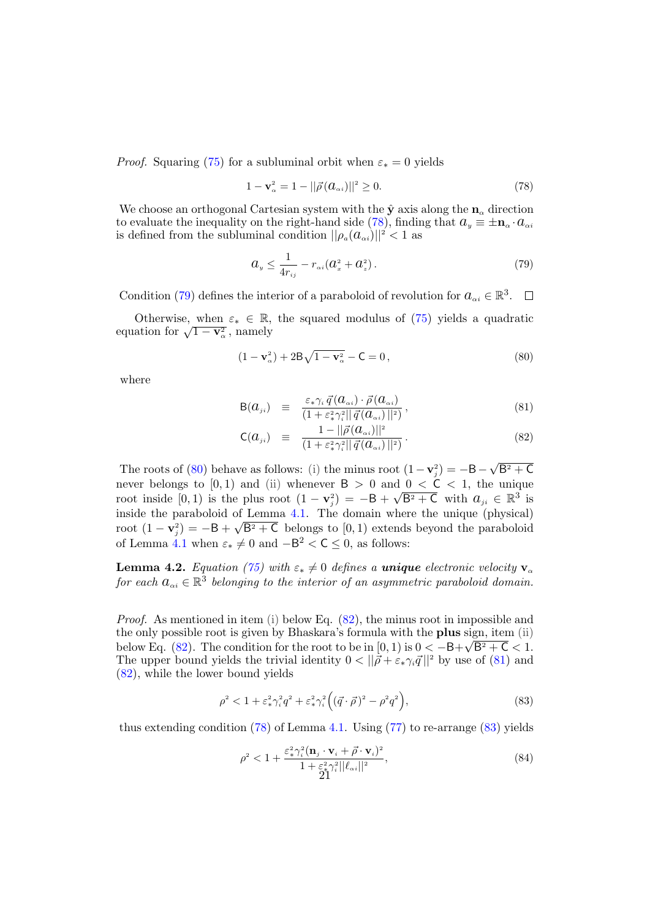*Proof.* Squaring (75) for a subluminal orbit when $\varepsilon_* = 0$ yields

$$1 - \mathbf{v}_\alpha^2 = 1 - ||\vec{\rho}(a_{\alpha i})||^2 \geq 0. \tag{78}$$

We choose an orthogonal Cartesian system with the $\hat{\mathbf{y}}$ axis along the $\mathbf{n}_\alpha$ direction to evaluate the inequality on the right-hand side (78), finding that $a_y \equiv \pm \mathbf{n}_\alpha \cdot a_{\alpha i}$ is defined from the subluminal condition $||\rho_a(a_{\alpha i})||^2 < 1$ as

$$a_y \leq \frac{1}{4r_{ij}} - r_{\alpha i}(a_x^2 + a_z^2). \tag{79}$$

Condition (79) defines the interior of a paraboloid of revolution for $a_{\alpha i} \in \mathbb{R}^3$. $\square$

Otherwise, when $\varepsilon_* \in \mathbb{R}$, the squared modulus of (75) yields a quadratic equation for $\sqrt{1 - \mathbf{v}_\alpha^2}$, namely

$$(1 - \mathbf{v}_\alpha^2) + 2\mathsf{B}\sqrt{1 - \mathbf{v}_\alpha^2} - \mathsf{C} = 0, \tag{80}$$

where

$$\mathsf{B}(a_{ji}) \equiv \frac{\varepsilon_* \gamma_i \, \vec{q}(a_{\alpha i}) \cdot \vec{\rho}(a_{\alpha i})}{(1 + \varepsilon_*^2 \gamma_i^2 || \, \vec{q}(a_{\alpha i}) \, ||^2)}, \tag{81}$$

$$\mathsf{C}(a_{ji}) \equiv \frac{1 - ||\vec{\rho}(a_{\alpha i})||^2}{(1 + \varepsilon_*^2 \gamma_i^2 || \, \vec{q}(a_{\alpha i}) \, ||^2)}. \tag{82}$$

The roots of (80) behave as follows: (i) the minus root $(1 - \mathbf{v}_j^2) = -\mathsf{B} - \sqrt{\mathsf{B}^2 + \mathsf{C}}$ never belongs to $[0, 1)$ and (ii) whenever $\mathsf{B} > 0$ and $0 < \mathsf{C} < 1$, the unique root inside $[0, 1)$ is the plus root $(1 - \mathbf{v}_j^2) = -\mathsf{B} + \sqrt{\mathsf{B}^2 + \mathsf{C}}$ with $a_{ji} \in \mathbb{R}^3$ is inside the paraboloid of Lemma 4.1. The domain where the unique (physical) root $(1 - \mathbf{v}_j^2) = -\mathsf{B} + \sqrt{\mathsf{B}^2 + \mathsf{C}}$ belongs to $[0, 1)$ extends beyond the paraboloid of Lemma 4.1 when $\varepsilon_* \neq 0$ and $-\mathsf{B}^2 < \mathsf{C} \leq 0$, as follows:

**Lemma 4.2.** *Equation (75) with $\varepsilon_* \neq 0$ defines a **unique** electronic velocity $\mathbf{v}_\alpha$ for each $a_{\alpha i} \in \mathbb{R}^3$ belonging to the interior of an asymmetric paraboloid domain.*

*Proof.* As mentioned in item (i) below Eq. (82), the minus root in impossible and the only possible root is given by Bhaskara's formula with the **plus** sign, item (ii) below Eq. (82). The condition for the root to be in $[0, 1)$ is $0 < -\mathsf{B} + \sqrt{\mathsf{B}^2 + \mathsf{C}} < 1$. The upper bound yields the trivial identity $0 < ||\vec{\rho} + \varepsilon_* \gamma_i \vec{q}||^2$ by use of (81) and (82), while the lower bound yields

$$\rho^2 < 1 + \varepsilon_*^2 \gamma_i^2 q^2 + \varepsilon_*^2 \gamma_i^2 \Big( (\vec{q} \cdot \vec{\rho})^2 - \rho^2 q^2 \Big), \tag{83}$$

thus extending condition (78) of Lemma 4.1. Using (77) to re-arrange (83) yields

$$\rho^2 < 1 + \frac{\varepsilon_*^2 \gamma_i^2 (\mathbf{n}_j \cdot \mathbf{v}_i + \vec{\rho} \cdot \mathbf{v}_i)^2}{1 + \varepsilon_*^2 \gamma_i^2 ||\ell_{\alpha i}||^2}, \tag{84}$$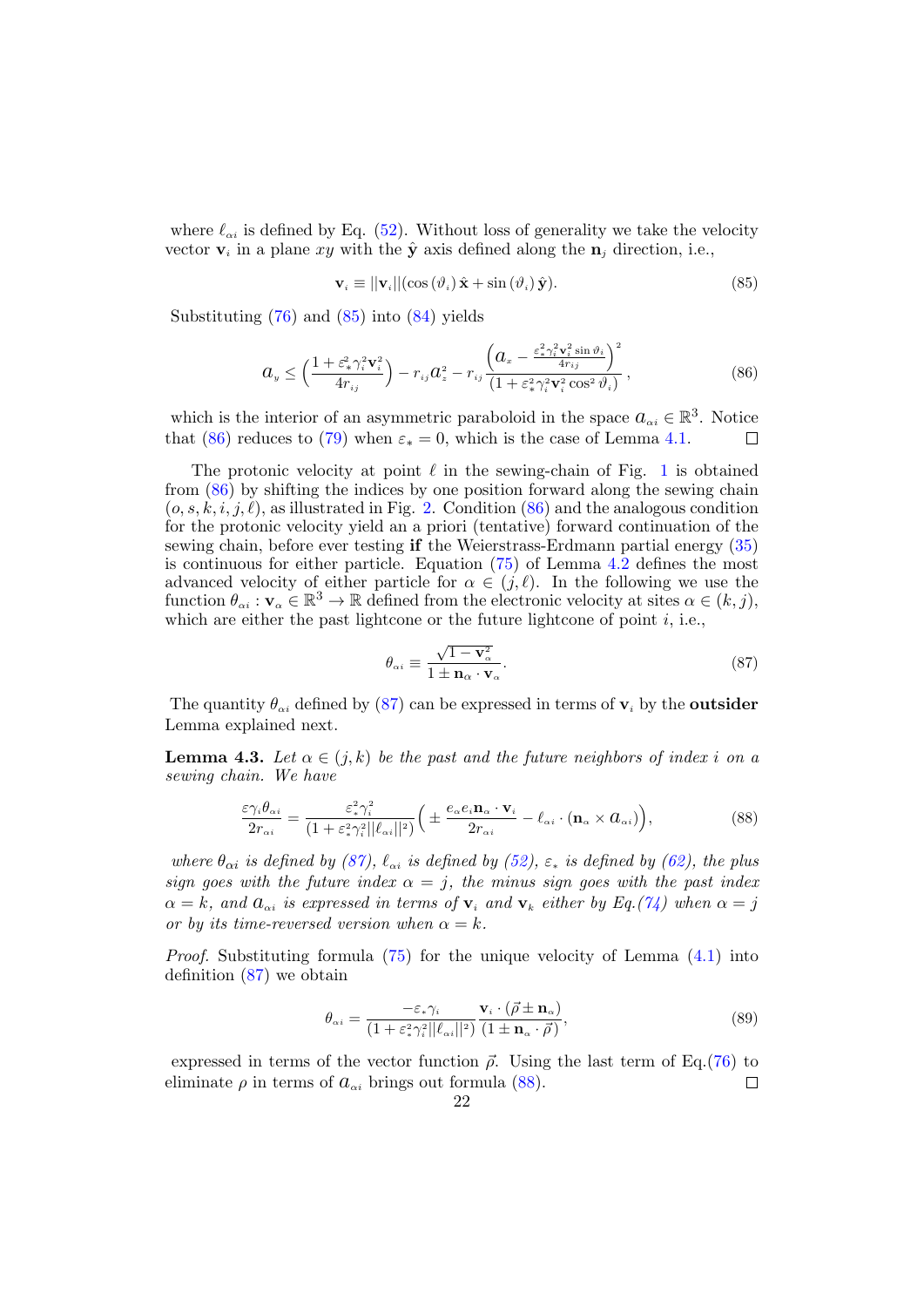where $\ell_{\alpha i}$ is defined by Eq. (52). Without loss of generality we take the velocity vector $\mathbf{v}_i$ in a plane $xy$ with the $\hat{\mathbf{y}}$ axis defined along the $\mathbf{n}_j$ direction, i.e.,

$$\mathbf{v}_i \equiv ||\mathbf{v}_i||(\cos(\vartheta_i)\,\hat{\mathbf{x}} + \sin(\vartheta_i)\,\hat{\mathbf{y}}). \tag{85}$$

Substituting (76) and (85) into (84) yields

$$a_y \leq \Big(\frac{1+\varepsilon_*^2\gamma_i^2\mathbf{v}_i^2}{4r_{ij}}\Big) - r_{ij}a_z^2 - r_{ij}\frac{\Big(a_x - \frac{\varepsilon_*^2\gamma_i^2\mathbf{v}_i^2\sin\vartheta_i}{4r_{ij}}\Big)^2}{(1+\varepsilon_*^2\gamma_i^2\mathbf{v}_i^2\cos^2\vartheta_i)}, \tag{86}$$

which is the interior of an asymmetric paraboloid in the space $a_{\alpha i} \in \mathbb{R}^3$. Notice that (86) reduces to (79) when $\varepsilon_* = 0$, which is the case of Lemma 4.1. □

The protonic velocity at point $\ell$ in the sewing-chain of Fig. 1 is obtained from (86) by shifting the indices by one position forward along the sewing chain $(o, s, k, i, j, \ell)$, as illustrated in Fig. 2. Condition (86) and the analogous condition for the protonic velocity yield an a priori (tentative) forward continuation of the sewing chain, before ever testing **if** the Weierstrass-Erdmann partial energy (35) is continuous for either particle. Equation (75) of Lemma 4.2 defines the most advanced velocity of either particle for $\alpha \in (j, \ell)$. In the following we use the function $\theta_{\alpha i} : \mathbf{v}_\alpha \in \mathbb{R}^3 \to \mathbb{R}$ defined from the electronic velocity at sites $\alpha \in (k, j)$, which are either the past lightcone or the future lightcone of point $i$, i.e.,

$$\theta_{\alpha i} \equiv \frac{\sqrt{1-\mathbf{v}_\alpha^2}}{1 \pm \mathbf{n}_\alpha \cdot \mathbf{v}_\alpha}. \tag{87}$$

The quantity $\theta_{\alpha i}$ defined by (87) can be expressed in terms of $\mathbf{v}_i$ by the **outsider** Lemma explained next.

**Lemma 4.3.** *Let $\alpha \in (j, k)$ be the past and the future neighbors of index $i$ on a sewing chain. We have*

$$\frac{\varepsilon\gamma_i\theta_{\alpha i}}{2r_{\alpha i}} = \frac{\varepsilon_*^2\gamma_i^2}{(1+\varepsilon_*^2\gamma_i^2||\ell_{\alpha i}||^2)}\Big(\pm\frac{e_\alpha e_i \mathbf{n}_\alpha \cdot \mathbf{v}_i}{2r_{\alpha i}} - \ell_{\alpha i}\cdot(\mathbf{n}_\alpha \times a_{\alpha i})\Big), \tag{88}$$

*where $\theta_{\alpha i}$ is defined by (87), $\ell_{\alpha i}$ is defined by (52), $\varepsilon_*$ is defined by (62), the plus sign goes with the future index $\alpha = j$, the minus sign goes with the past index $\alpha = k$, and $a_{\alpha i}$ is expressed in terms of $\mathbf{v}_i$ and $\mathbf{v}_k$ either by Eq.(74) when $\alpha = j$ or by its time-reversed version when $\alpha = k$.*

*Proof.* Substituting formula (75) for the unique velocity of Lemma (4.1) into definition (87) we obtain

$$\theta_{\alpha i} = \frac{-\varepsilon_*\gamma_i}{(1+\varepsilon_*^2\gamma_i^2||\ell_{\alpha i}||^2)}\frac{\mathbf{v}_i\cdot(\vec{\rho}\pm\mathbf{n}_\alpha)}{(1\pm\mathbf{n}_\alpha\cdot\vec{\rho})}, \tag{89}$$

expressed in terms of the vector function $\vec{\rho}$. Using the last term of Eq.(76) to eliminate $\rho$ in terms of $a_{\alpha i}$ brings out formula (88). □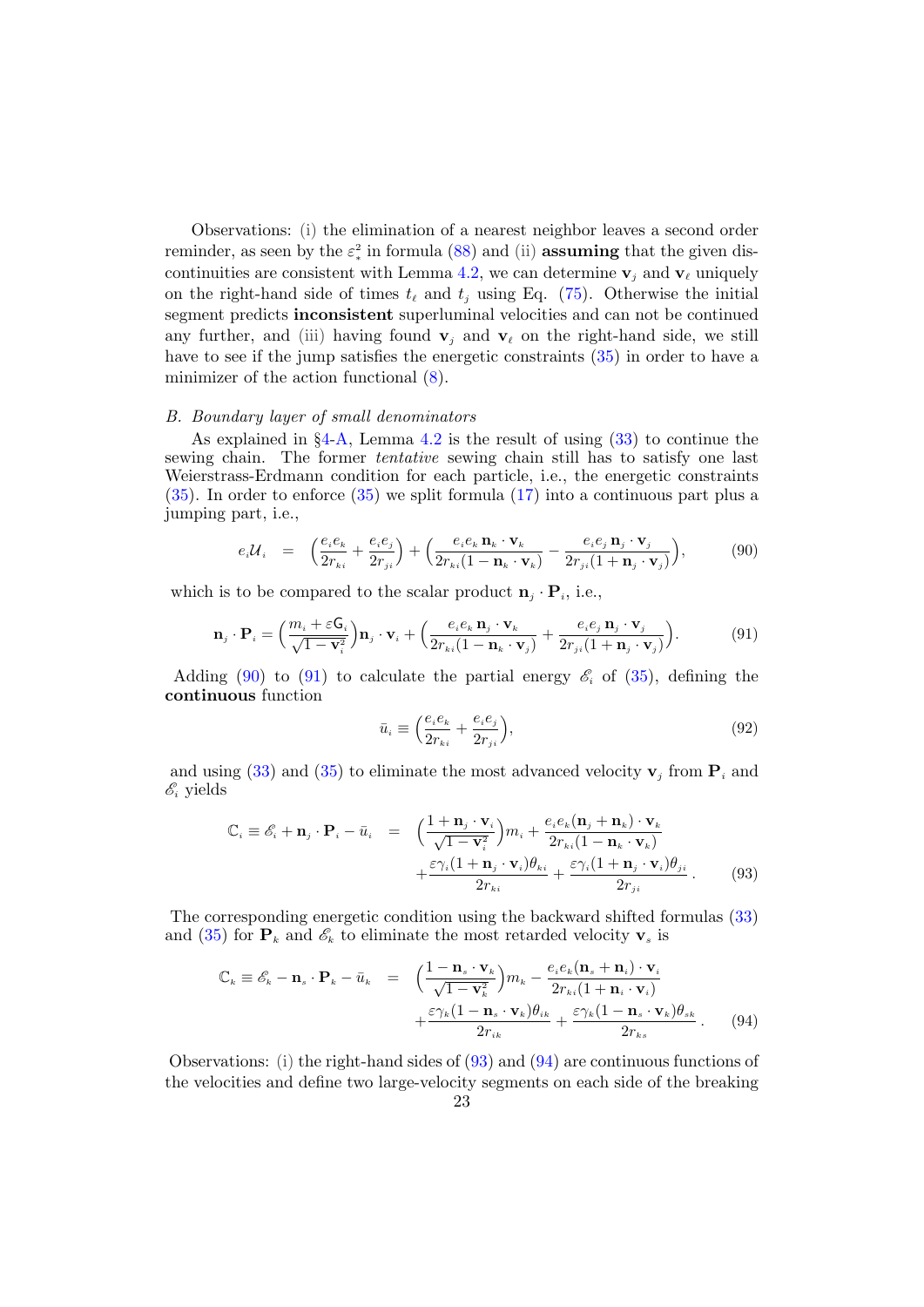Observations: (i) the elimination of a nearest neighbor leaves a second order reminder, as seen by the $\varepsilon_*^2$ in formula (88) and (ii) **assuming** that the given discontinuities are consistent with Lemma 4.2, we can determine $\mathbf{v}_j$ and $\mathbf{v}_\ell$ uniquely on the right-hand side of times $t_\ell$ and $t_j$ using Eq. (75). Otherwise the initial segment predicts **inconsistent** superluminal velocities and can not be continued any further, and (iii) having found $\mathbf{v}_j$ and $\mathbf{v}_\ell$ on the right-hand side, we still have to see if the jump satisfies the energetic constraints (35) in order to have a minimizer of the action functional (8).

### *B. Boundary layer of small denominators*

As explained in §4-A, Lemma 4.2 is the result of using (33) to continue the sewing chain. The former *tentative* sewing chain still has to satisfy one last Weierstrass-Erdmann condition for each particle, i.e., the energetic constraints (35). In order to enforce (35) we split formula (17) into a continuous part plus a jumping part, i.e.,

$$e_i\mathcal{U}_i \;=\; \Big(\frac{e_ie_k}{2r_{ki}}+\frac{e_ie_j}{2r_{ji}}\Big)+\Big(\frac{e_ie_k\,\mathbf{n}_k\cdot\mathbf{v}_k}{2r_{ki}(1-\mathbf{n}_k\cdot\mathbf{v}_k)}-\frac{e_ie_j\,\mathbf{n}_j\cdot\mathbf{v}_j}{2r_{ji}(1+\mathbf{n}_j\cdot\mathbf{v}_j)}\Big), \tag{90}$$

which is to be compared to the scalar product $\mathbf{n}_j\cdot\mathbf{P}_i$, i.e.,

$$\mathbf{n}_j\cdot\mathbf{P}_i=\Big(\frac{m_i+\varepsilon\mathsf{G}_i}{\sqrt{1-\mathbf{v}_i^2}}\Big)\mathbf{n}_j\cdot\mathbf{v}_i+\Big(\frac{e_ie_k\,\mathbf{n}_j\cdot\mathbf{v}_k}{2r_{ki}(1-\mathbf{n}_k\cdot\mathbf{v}_j)}+\frac{e_ie_j\,\mathbf{n}_j\cdot\mathbf{v}_j}{2r_{ji}(1+\mathbf{n}_j\cdot\mathbf{v}_j)}\Big). \tag{91}$$

Adding (90) to (91) to calculate the partial energy $\mathscr{E}_i$ of (35), defining the **continuous** function

$$\bar{u}_i\equiv\Big(\frac{e_ie_k}{2r_{ki}}+\frac{e_ie_j}{2r_{ji}}\Big), \tag{92}$$

and using (33) and (35) to eliminate the most advanced velocity $\mathbf{v}_j$ from $\mathbf{P}_i$ and $\mathscr{E}_i$ yields

$$\begin{aligned}\mathbb{C}_i\equiv\mathscr{E}_i+\mathbf{n}_j\cdot\mathbf{P}_i-\bar{u}_i \;&=\; \Big(\frac{1+\mathbf{n}_j\cdot\mathbf{v}_i}{\sqrt{1-\mathbf{v}_i^2}}\Big)m_i+\frac{e_ie_k(\mathbf{n}_j+\mathbf{n}_k)\cdot\mathbf{v}_k}{2r_{ki}(1-\mathbf{n}_k\cdot\mathbf{v}_k)}\\ &\quad+\frac{\varepsilon\gamma_i(1+\mathbf{n}_j\cdot\mathbf{v}_i)\theta_{ki}}{2r_{ki}}+\frac{\varepsilon\gamma_i(1+\mathbf{n}_j\cdot\mathbf{v}_i)\theta_{ji}}{2r_{ji}}.\end{aligned} \tag{93}$$

The corresponding energetic condition using the backward shifted formulas (33) and (35) for $\mathbf{P}_k$ and $\mathscr{E}_k$ to eliminate the most retarded velocity $\mathbf{v}_s$ is

$$\begin{aligned}\mathbb{C}_k\equiv\mathscr{E}_k-\mathbf{n}_s\cdot\mathbf{P}_k-\bar{u}_k \;&=\; \Big(\frac{1-\mathbf{n}_s\cdot\mathbf{v}_k}{\sqrt{1-\mathbf{v}_k^2}}\Big)m_k-\frac{e_ie_k(\mathbf{n}_s+\mathbf{n}_i)\cdot\mathbf{v}_i}{2r_{ki}(1+\mathbf{n}_i\cdot\mathbf{v}_i)}\\ &\quad+\frac{\varepsilon\gamma_k(1-\mathbf{n}_s\cdot\mathbf{v}_k)\theta_{ik}}{2r_{ik}}+\frac{\varepsilon\gamma_k(1-\mathbf{n}_s\cdot\mathbf{v}_k)\theta_{sk}}{2r_{ks}}.\end{aligned} \tag{94}$$

Observations: (i) the right-hand sides of (93) and (94) are continuous functions of the velocities and define two large-velocity segments on each side of the breaking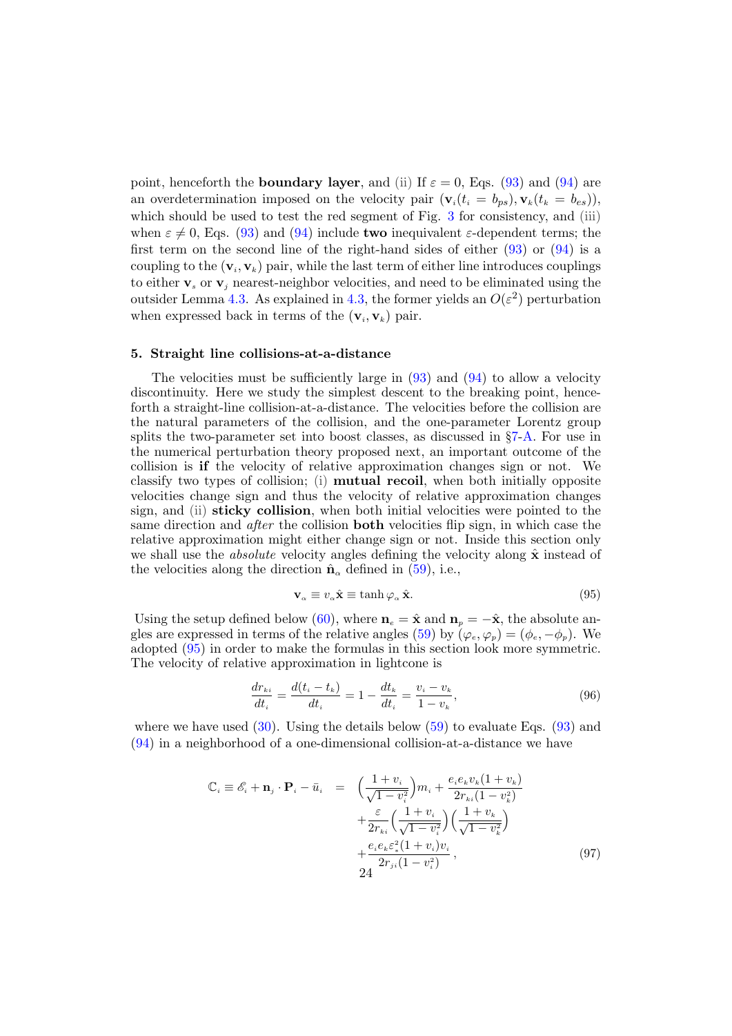point, henceforth the **boundary layer**, and (ii) If $\varepsilon = 0$, Eqs. (93) and (94) are an overdetermination imposed on the velocity pair $(\mathbf{v}_i(t_i = b_{ps}), \mathbf{v}_k(t_k = b_{es}))$, which should be used to test the red segment of Fig. 3 for consistency, and (iii) when $\varepsilon \neq 0$, Eqs. (93) and (94) include **two** inequivalent $\varepsilon$-dependent terms; the first term on the second line of the right-hand sides of either (93) or (94) is a coupling to the $(\mathbf{v}_i, \mathbf{v}_k)$ pair, while the last term of either line introduces couplings to either $\mathbf{v}_s$ or $\mathbf{v}_j$ nearest-neighbor velocities, and need to be eliminated using the outsider Lemma 4.3. As explained in 4.3, the former yields an $O(\varepsilon^2)$ perturbation when expressed back in terms of the $(\mathbf{v}_i, \mathbf{v}_k)$ pair.

## 5. Straight line collisions-at-a-distance

The velocities must be sufficiently large in (93) and (94) to allow a velocity discontinuity. Here we study the simplest descent to the breaking point, henceforth a straight-line collision-at-a-distance. The velocities before the collision are the natural parameters of the collision, and the one-parameter Lorentz group splits the two-parameter set into boost classes, as discussed in §7-A. For use in the numerical perturbation theory proposed next, an important outcome of the collision is **if** the velocity of relative approximation changes sign or not. We classify two types of collision; (i) **mutual recoil**, when both initially opposite velocities change sign and thus the velocity of relative approximation changes sign, and (ii) **sticky collision**, when both initial velocities were pointed to the same direction and *after* the collision **both** velocities flip sign, in which case the relative approximation might either change sign or not. Inside this section only we shall use the *absolute* velocity angles defining the velocity along $\hat{\mathbf{x}}$ instead of the velocities along the direction $\hat{\mathbf{n}}_\alpha$ defined in (59), i.e.,

$$\mathbf{v}_\alpha \equiv v_\alpha \hat{\mathbf{x}} \equiv \tanh \varphi_\alpha \, \hat{\mathbf{x}}. \tag{95}$$

Using the setup defined below (60), where $\mathbf{n}_e = \hat{\mathbf{x}}$ and $\mathbf{n}_p = -\hat{\mathbf{x}}$, the absolute angles are expressed in terms of the relative angles (59) by $(\varphi_e, \varphi_p) = (\phi_e, -\phi_p)$. We adopted (95) in order to make the formulas in this section look more symmetric. The velocity of relative approximation in lightcone is

$$\frac{dr_{ki}}{dt_i} = \frac{d(t_i - t_k)}{dt_i} = 1 - \frac{dt_k}{dt_i} = \frac{v_i - v_k}{1 - v_k}, \tag{96}$$

where we have used (30). Using the details below (59) to evaluate Eqs. (93) and (94) in a neighborhood of a one-dimensional collision-at-a-distance we have

$$\begin{aligned}
\mathbb{C}_i \equiv \mathscr{E}_i + \mathbf{n}_j \cdot \mathbf{P}_i - \bar{u}_i \;\; = \;\; & \Big(\frac{1+v_i}{\sqrt{1-v_i^2}}\Big) m_i + \frac{e_i e_k v_k (1+v_k)}{2r_{ki}(1-v_k^2)} \\
& + \frac{\varepsilon}{2r_{ki}} \Big(\frac{1+v_i}{\sqrt{1-v_i^2}}\Big)\Big(\frac{1+v_k}{\sqrt{1-v_k^2}}\Big) \\
& + \frac{e_i e_k \varepsilon_s^2 (1+v_i) v_i}{2r_{ji}(1-v_i^2)},
\end{aligned} \tag{97}$$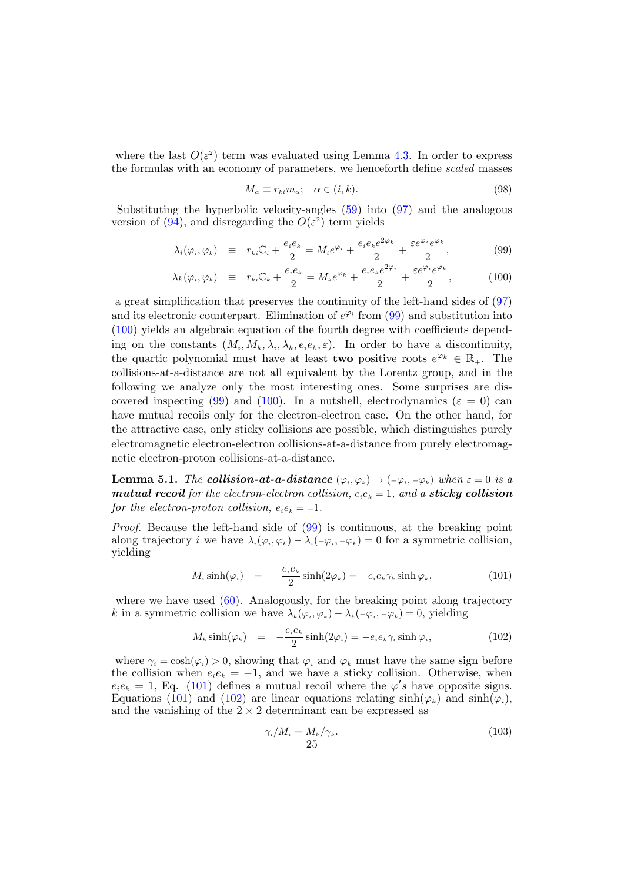where the last $O(\varepsilon^2)$ term was evaluated using Lemma 4.3. In order to express the formulas with an economy of parameters, we henceforth define *scaled* masses

$$M_\alpha \equiv r_{ki} m_\alpha; \quad \alpha \in (i, k). \tag{98}$$

Substituting the hyperbolic velocity-angles (59) into (97) and the analogous version of (94), and disregarding the $O(\varepsilon^2)$ term yields

$$\lambda_i(\varphi_i, \varphi_k) \equiv r_{ki}\mathbb{C}_i + \frac{e_i e_k}{2} = M_i e^{\varphi_i} + \frac{e_i e_k e^{2\varphi_k}}{2} + \frac{\varepsilon e^{\varphi_i} e^{\varphi_k}}{2}, \tag{99}$$

$$\lambda_k(\varphi_i, \varphi_k) \equiv r_{ki}\mathbb{C}_k + \frac{e_i e_k}{2} = M_k e^{\varphi_k} + \frac{e_i e_k e^{2\varphi_i}}{2} + \frac{\varepsilon e^{\varphi_i} e^{\varphi_k}}{2}, \tag{100}$$

a great simplification that preserves the continuity of the left-hand sides of (97) and its electronic counterpart. Elimination of $e^{\varphi_i}$ from (99) and substitution into (100) yields an algebraic equation of the fourth degree with coefficients depending on the constants $(M_i, M_k, \lambda_i, \lambda_k, e_i e_k, \varepsilon)$. In order to have a discontinuity, the quartic polynomial must have at least **two** positive roots $e^{\varphi_k} \in \mathbb{R}_+$. The collisions-at-a-distance are not all equivalent by the Lorentz group, and in the following we analyze only the most interesting ones. Some surprises are discovered inspecting (99) and (100). In a nutshell, electrodynamics ($\varepsilon = 0$) can have mutual recoils only for the electron-electron case. On the other hand, for the attractive case, only sticky collisions are possible, which distinguishes purely electromagnetic electron-electron collisions-at-a-distance from purely electromagnetic electron-proton collisions-at-a-distance.

**Lemma 5.1.** *The* ***collision-at-a-distance*** $(\varphi_i, \varphi_k) \to (-\varphi_i, -\varphi_k)$ *when* $\varepsilon = 0$ *is a* ***mutual recoil*** *for the electron-electron collision,* $e_i e_k = 1$*, and a* ***sticky collision*** *for the electron-proton collision,* $e_i e_k = -1$.

*Proof.* Because the left-hand side of (99) is continuous, at the breaking point along trajectory $i$ we have $\lambda_i(\varphi_i, \varphi_k) - \lambda_i(-\varphi_i, -\varphi_k) = 0$ for a symmetric collision, yielding

$$M_i \sinh(\varphi_i) = -\frac{e_i e_k}{2}\sinh(2\varphi_k) = -e_i e_k \gamma_k \sinh\varphi_k, \tag{101}$$

where we have used (60). Analogously, for the breaking point along trajectory $k$ in a symmetric collision we have $\lambda_k(\varphi_i, \varphi_k) - \lambda_k(-\varphi_i, -\varphi_k) = 0$, yielding

$$M_k \sinh(\varphi_k) = -\frac{e_i e_k}{2}\sinh(2\varphi_i) = -e_i e_k \gamma_i \sinh\varphi_i, \tag{102}$$

where $\gamma_i = \cosh(\varphi_i) > 0$, showing that $\varphi_i$ and $\varphi_k$ must have the same sign before the collision when $e_i e_k = -1$, and we have a sticky collision. Otherwise, when $e_i e_k = 1$, Eq. (101) defines a mutual recoil where the $\varphi' s$ have opposite signs. Equations (101) and (102) are linear equations relating $\sinh(\varphi_k)$ and $\sinh(\varphi_i)$, and the vanishing of the $2 \times 2$ determinant can be expressed as

$$\gamma_i / M_i = M_k / \gamma_k. \tag{103}$$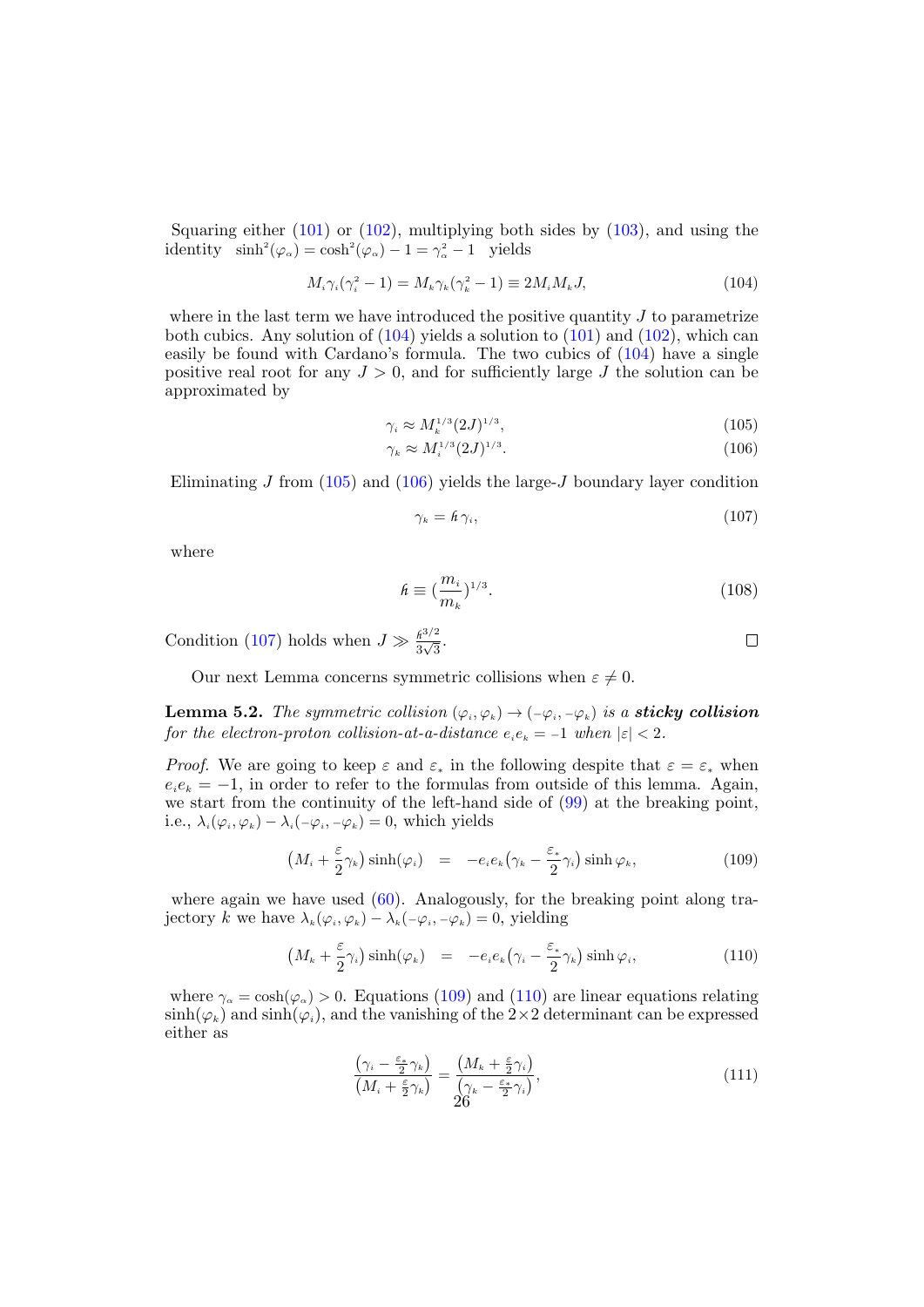Squaring either (101) or (102), multiplying both sides by (103), and using the identity $\sinh^2(\varphi_\alpha) = \cosh^2(\varphi_\alpha) - 1 = \gamma_\alpha^2 - 1$ yields

$$M_i \gamma_i (\gamma_i^2 - 1) = M_k \gamma_k (\gamma_k^2 - 1) \equiv 2 M_i M_k J, \tag{104}$$

where in the last term we have introduced the positive quantity $J$ to parametrize both cubics. Any solution of (104) yields a solution to (101) and (102), which can easily be found with Cardano's formula. The two cubics of (104) have a single positive real root for any $J > 0$, and for sufficiently large $J$ the solution can be approximated by

$$\gamma_i \approx M_k^{1/3} (2J)^{1/3}, \tag{105}$$

$$\gamma_k \approx M_i^{1/3} (2J)^{1/3}. \tag{106}$$

Eliminating $J$ from (105) and (106) yields the large-$J$ boundary layer condition

$$\gamma_k = \hbar\, \gamma_i, \tag{107}$$

where

$$\hbar \equiv (\frac{m_i}{m_k})^{1/3}. \tag{108}$$

Condition (107) holds when $J \gg \frac{\hbar^{3/2}}{3\sqrt{3}}$. $\square$

Our next Lemma concerns symmetric collisions when $\varepsilon \neq 0$.

**Lemma 5.2.** *The symmetric collision $(\varphi_i, \varphi_k) \to (-\varphi_i, -\varphi_k)$ is a* ***sticky collision*** *for the electron-proton collision-at-a-distance $e_i e_k = -1$ when $|\varepsilon| < 2$.*

*Proof.* We are going to keep $\varepsilon$ and $\varepsilon_*$ in the following despite that $\varepsilon = \varepsilon_*$ when $e_i e_k = -1$, in order to refer to the formulas from outside of this lemma. Again, we start from the continuity of the left-hand side of (99) at the breaking point, i.e., $\lambda_i(\varphi_i, \varphi_k) - \lambda_i(-\varphi_i, -\varphi_k) = 0$, which yields

$$\big(M_i + \frac{\varepsilon}{2}\gamma_k\big) \sinh(\varphi_i) \quad = \quad -e_i e_k \big(\gamma_k - \frac{\varepsilon_*}{2}\gamma_i\big) \sinh \varphi_k, \tag{109}$$

where again we have used (60). Analogously, for the breaking point along trajectory $k$ we have $\lambda_k(\varphi_i, \varphi_k) - \lambda_k(-\varphi_i, -\varphi_k) = 0$, yielding

$$\big(M_k + \frac{\varepsilon}{2}\gamma_i\big) \sinh(\varphi_k) \quad = \quad -e_i e_k \big(\gamma_i - \frac{\varepsilon_*}{2}\gamma_k\big) \sinh \varphi_i, \tag{110}$$

where $\gamma_\alpha = \cosh(\varphi_\alpha) > 0$. Equations (109) and (110) are linear equations relating $\sinh(\varphi_k)$ and $\sinh(\varphi_i)$, and the vanishing of the $2\times2$ determinant can be expressed either as

$$\frac{\big(\gamma_i - \frac{\varepsilon_*}{2}\gamma_k\big)}{\big(M_i + \frac{\varepsilon}{2}\gamma_k\big)} = \frac{\big(M_k + \frac{\varepsilon}{2}\gamma_i\big)}{\big(\gamma_k - \frac{\varepsilon_*}{2}\gamma_i\big)}, \tag{111}$$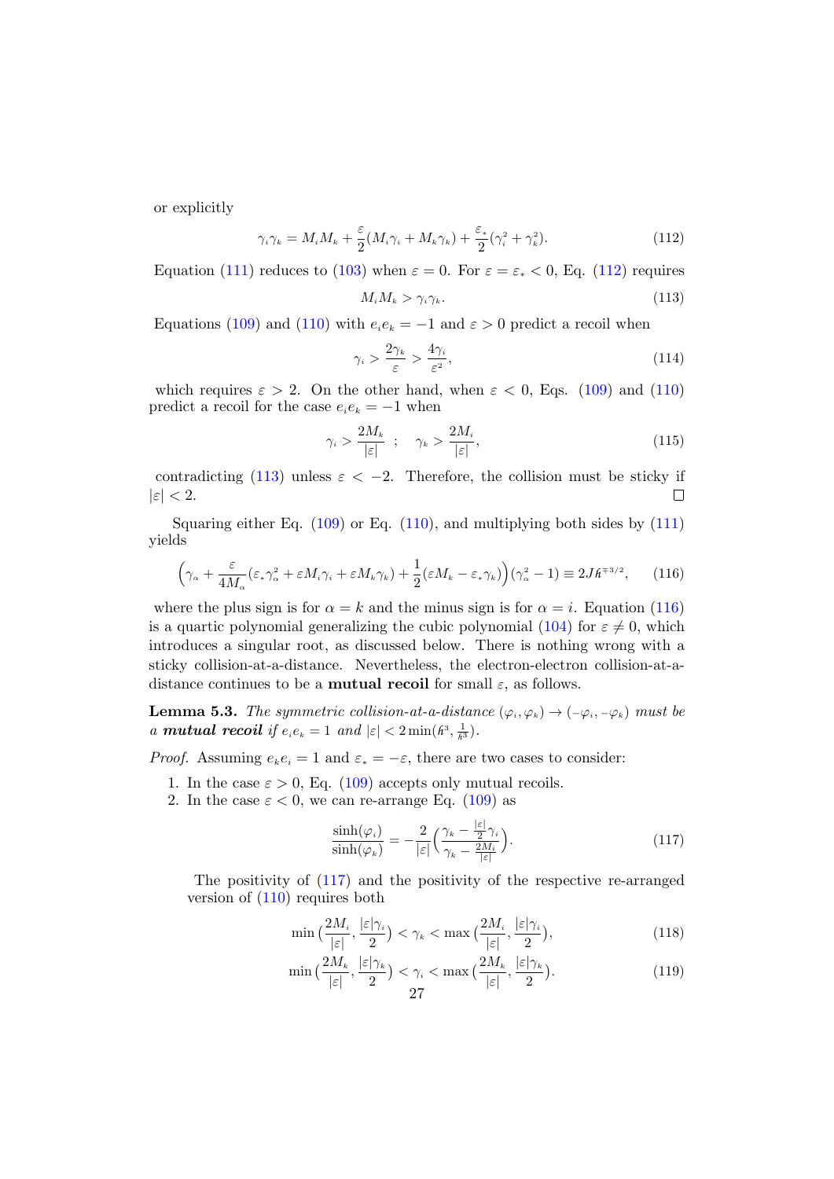or explicitly

$$\gamma_i \gamma_k = M_i M_k + \frac{\varepsilon}{2}(M_i\gamma_i + M_k\gamma_k) + \frac{\varepsilon_*}{2}(\gamma_i^2 + \gamma_k^2). \tag{112}$$

Equation (111) reduces to (103) when $\varepsilon = 0$. For $\varepsilon = \varepsilon_* < 0$, Eq. (112) requires

$$M_i M_k > \gamma_i \gamma_k. \tag{113}$$

Equations (109) and (110) with $e_i e_k = -1$ and $\varepsilon > 0$ predict a recoil when

$$\gamma_i > \frac{2\gamma_k}{\varepsilon} > \frac{4\gamma_i}{\varepsilon^2}, \tag{114}$$

which requires $\varepsilon > 2$. On the other hand, when $\varepsilon < 0$, Eqs. (109) and (110) predict a recoil for the case $e_i e_k = -1$ when

$$\gamma_i > \frac{2M_k}{|\varepsilon|} \;\; ; \quad \gamma_k > \frac{2M_i}{|\varepsilon|}, \tag{115}$$

contradicting (113) unless $\varepsilon < -2$. Therefore, the collision must be sticky if $|\varepsilon| < 2$. □

Squaring either Eq. (109) or Eq. (110), and multiplying both sides by (111) yields

$$\Big(\gamma_\alpha + \frac{\varepsilon}{4M_\alpha}(\varepsilon_*\gamma_\alpha^2 + \varepsilon M_i\gamma_i + \varepsilon M_k\gamma_k) + \frac{1}{2}(\varepsilon M_k - \varepsilon_*\gamma_k)\Big)(\gamma_\alpha^2 - 1) \equiv 2J\hbar^{\mp 3/2}, \tag{116}$$

where the plus sign is for $\alpha = k$ and the minus sign is for $\alpha = i$. Equation (116) is a quartic polynomial generalizing the cubic polynomial (104) for $\varepsilon \neq 0$, which introduces a singular root, as discussed below. There is nothing wrong with a sticky collision-at-a-distance. Nevertheless, the electron-electron collision-at-a-distance continues to be a **mutual recoil** for small $\varepsilon$, as follows.

**Lemma 5.3.** *The symmetric collision-at-a-distance* $(\varphi_i, \varphi_k) \to (-\varphi_i, -\varphi_k)$ *must be a* ***mutual recoil*** *if* $e_i e_k = 1$ *and* $|\varepsilon| < 2\min(\hbar^3, \frac{1}{\hbar^3})$.

*Proof.* Assuming $e_k e_i = 1$ and $\varepsilon_* = -\varepsilon$, there are two cases to consider:

1. In the case $\varepsilon > 0$, Eq. (109) accepts only mutual recoils.
2. In the case $\varepsilon < 0$, we can re-arrange Eq. (109) as

$$\frac{\sinh(\varphi_i)}{\sinh(\varphi_k)} = -\frac{2}{|\varepsilon|}\Big(\frac{\gamma_k - \frac{|\varepsilon|}{2}\gamma_i}{\gamma_k - \frac{2M_i}{|\varepsilon|}}\Big). \tag{117}$$

   The positivity of (117) and the positivity of the respective re-arranged version of (110) requires both

$$\min\big(\frac{2M_i}{|\varepsilon|}, \frac{|\varepsilon|\gamma_i}{2}\big) < \gamma_k < \max\big(\frac{2M_i}{|\varepsilon|}, \frac{|\varepsilon|\gamma_i}{2}\big), \tag{118}$$

$$\min\big(\frac{2M_k}{|\varepsilon|}, \frac{|\varepsilon|\gamma_k}{2}\big) < \gamma_i < \max\big(\frac{2M_k}{|\varepsilon|}, \frac{|\varepsilon|\gamma_k}{2}\big). \tag{119}$$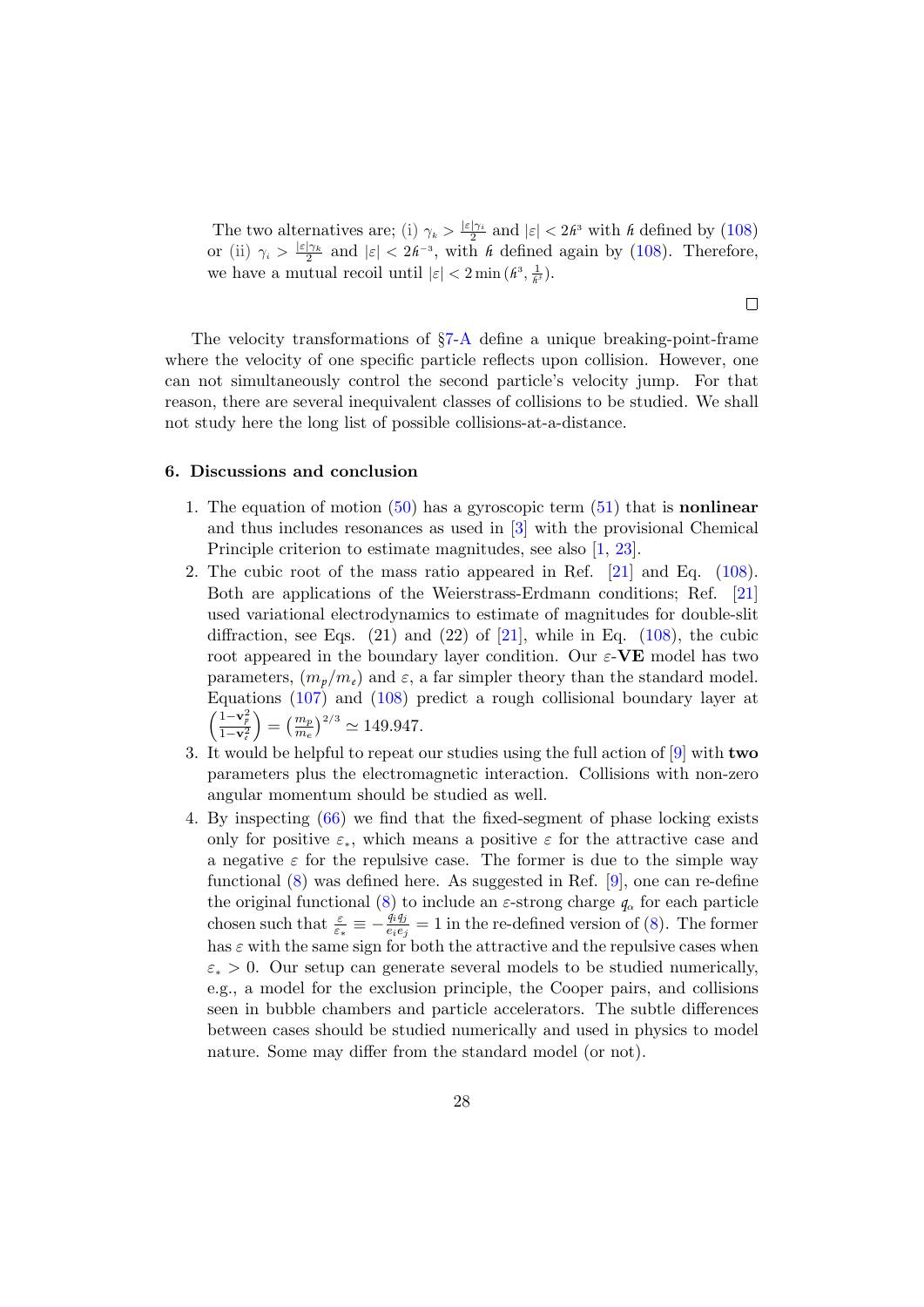The two alternatives are; (i) $\gamma_k > \frac{|\varepsilon|\gamma_i}{2}$ and $|\varepsilon| < 2\hbar^3$ with $\hbar$ defined by (108) or (ii) $\gamma_i > \frac{|\varepsilon|\gamma_k}{2}$ and $|\varepsilon| < 2\hbar^{-3}$, with $\hbar$ defined again by (108). Therefore, we have a mutual recoil until $|\varepsilon| < 2\min(\hbar^3, \frac{1}{\hbar^3})$.

□

The velocity transformations of §7-A define a unique breaking-point-frame where the velocity of one specific particle reflects upon collision. However, one can not simultaneously control the second particle's velocity jump. For that reason, there are several inequivalent classes of collisions to be studied. We shall not study here the long list of possible collisions-at-a-distance.

## 6. Discussions and conclusion

1. The equation of motion (50) has a gyroscopic term (51) that is **nonlinear** and thus includes resonances as used in [3] with the provisional Chemical Principle criterion to estimate magnitudes, see also [1, 23].
2. The cubic root of the mass ratio appeared in Ref. [21] and Eq. (108). Both are applications of the Weierstrass-Erdmann conditions; Ref. [21] used variational electrodynamics to estimate of magnitudes for double-slit diffraction, see Eqs. (21) and (22) of [21], while in Eq. (108), the cubic root appeared in the boundary layer condition. Our $\varepsilon$-**VE** model has two parameters, $(m_p/m_e)$ and $\varepsilon$, a far simpler theory than the standard model. Equations (107) and (108) predict a rough collisional boundary layer at $\left(\frac{1-\mathbf{v}_p^2}{1-\mathbf{v}_e^2}\right) = \left(\frac{m_p}{m_e}\right)^{2/3} \simeq 149.947$.
3. It would be helpful to repeat our studies using the full action of [9] with **two** parameters plus the electromagnetic interaction. Collisions with non-zero angular momentum should be studied as well.
4. By inspecting (66) we find that the fixed-segment of phase locking exists only for positive $\varepsilon_*$, which means a positive $\varepsilon$ for the attractive case and a negative $\varepsilon$ for the repulsive case. The former is due to the simple way functional (8) was defined here. As suggested in Ref. [9], one can re-define the original functional (8) to include an $\varepsilon$-strong charge $q_\alpha$ for each particle chosen such that $\frac{\varepsilon}{\varepsilon_*} \equiv -\frac{q_i q_j}{e_i e_j} = 1$ in the re-defined version of (8). The former has $\varepsilon$ with the same sign for both the attractive and the repulsive cases when $\varepsilon_* > 0$. Our setup can generate several models to be studied numerically, e.g., a model for the exclusion principle, the Cooper pairs, and collisions seen in bubble chambers and particle accelerators. The subtle differences between cases should be studied numerically and used in physics to model nature. Some may differ from the standard model (or not).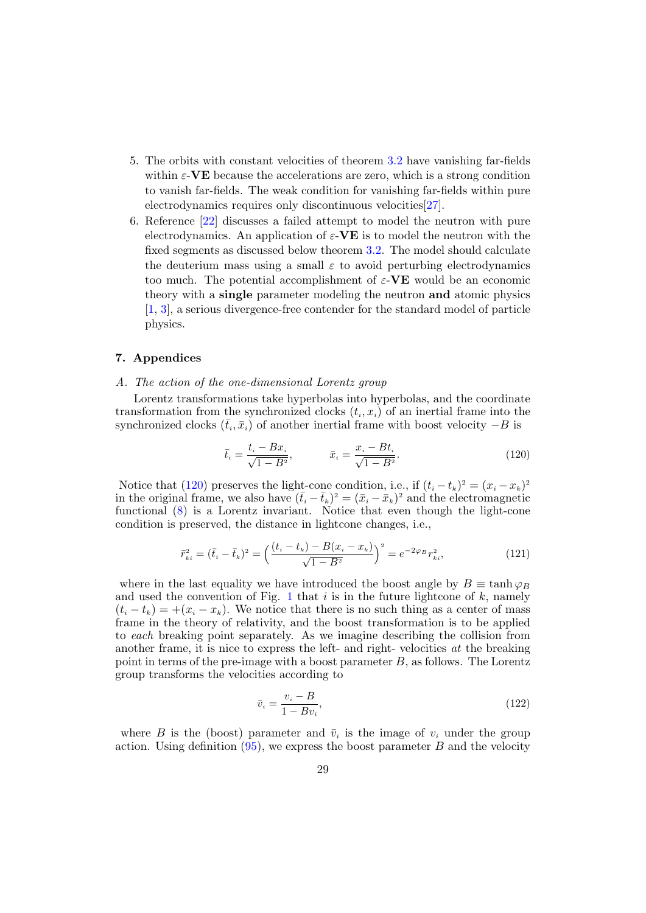5. The orbits with constant velocities of theorem 3.2 have vanishing far-fields within $\varepsilon$-**VE** because the accelerations are zero, which is a strong condition to vanish far-fields. The weak condition for vanishing far-fields within pure electrodynamics requires only discontinuous velocities[27].
6. Reference [22] discusses a failed attempt to model the neutron with pure electrodynamics. An application of $\varepsilon$-**VE** is to model the neutron with the fixed segments as discussed below theorem 3.2. The model should calculate the deuterium mass using a small $\varepsilon$ to avoid perturbing electrodynamics too much. The potential accomplishment of $\varepsilon$-**VE** would be an economic theory with a **single** parameter modeling the neutron **and** atomic physics [1, 3], a serious divergence-free contender for the standard model of particle physics.

## 7. Appendices

### *A. The action of the one-dimensional Lorentz group*

Lorentz transformations take hyperbolas into hyperbolas, and the coordinate transformation from the synchronized clocks $(t_i, x_i)$ of an inertial frame into the synchronized clocks $(\bar{t}_i, \bar{x}_i)$ of another inertial frame with boost velocity $-B$ is

$$\bar{t}_i = \frac{t_i - Bx_i}{\sqrt{1-B^2}}, \qquad \bar{x}_i = \frac{x_i - Bt_i}{\sqrt{1-B^2}}. \tag{120}$$

Notice that (120) preserves the light-cone condition, i.e., if $(t_i - t_k)^2 = (x_i - x_k)^2$ in the original frame, we also have $(\bar{t}_i - \bar{t}_k)^2 = (\bar{x}_i - \bar{x}_k)^2$ and the electromagnetic functional (8) is a Lorentz invariant. Notice that even though the light-cone condition is preserved, the distance in lightcone changes, i.e.,

$$\bar{r}^2_{ki} = (\bar{t}_i - \bar{t}_k)^2 = \Big(\frac{(t_i - t_k) - B(x_i - x_k)}{\sqrt{1-B^2}}\Big)^2 = e^{-2\varphi_B} r^2_{ki}, \tag{121}$$

where in the last equality we have introduced the boost angle by $B \equiv \tanh \varphi_B$ and used the convention of Fig. 1 that $i$ is in the future lightcone of $k$, namely $(t_i - t_k) = +(x_i - x_k)$. We notice that there is no such thing as a center of mass frame in the theory of relativity, and the boost transformation is to be applied to *each* breaking point separately. As we imagine describing the collision from another frame, it is nice to express the left- and right- velocities *at* the breaking point in terms of the pre-image with a boost parameter $B$, as follows. The Lorentz group transforms the velocities according to

$$\bar{v}_i = \frac{v_i - B}{1 - Bv_i}, \tag{122}$$

where $B$ is the (boost) parameter and $\bar{v}_i$ is the image of $v_i$ under the group action. Using definition (95), we express the boost parameter $B$ and the velocity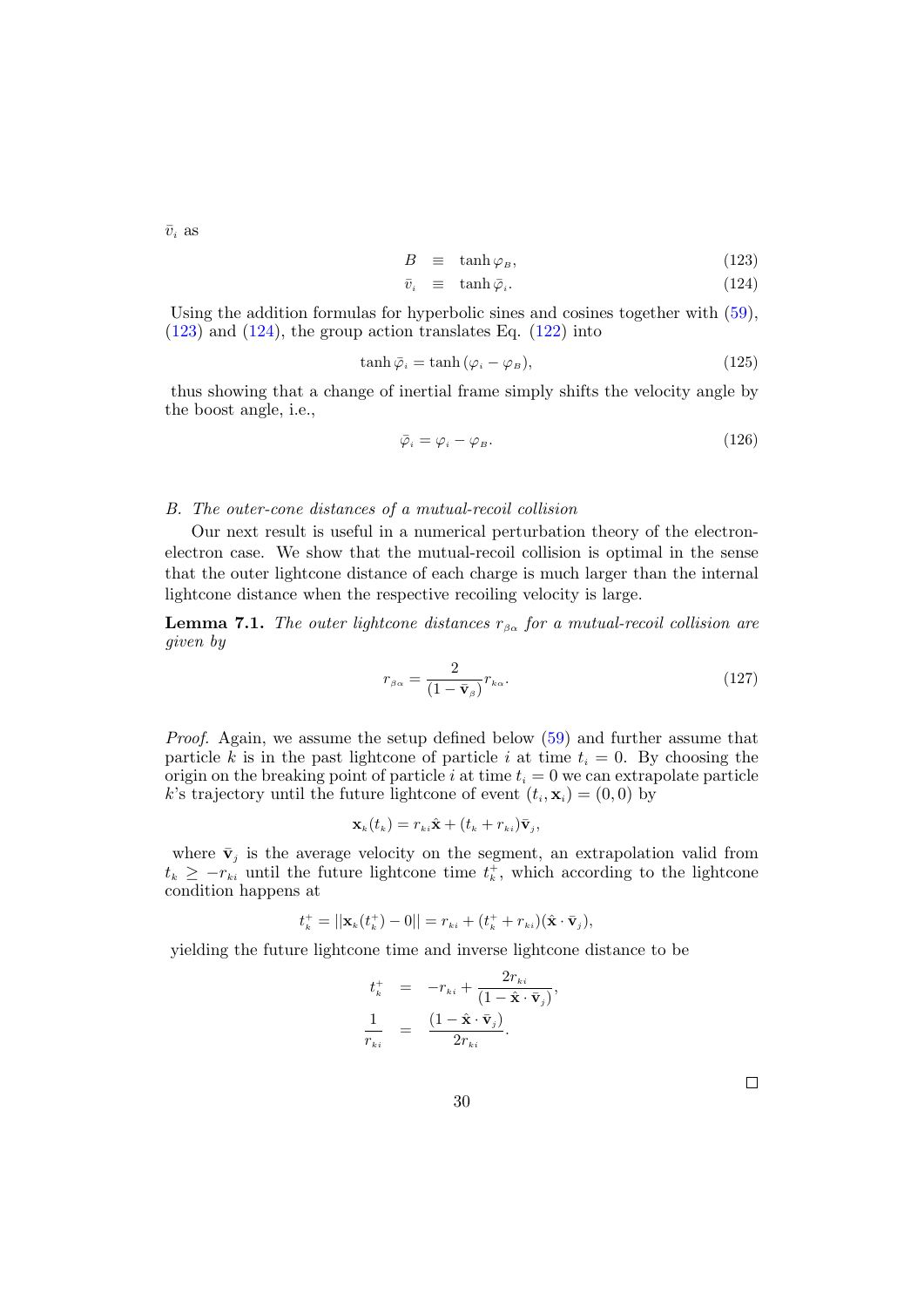$\bar{v}_i$ as

$$
\begin{aligned}
B &\equiv \tanh\varphi_B, &(123)\\
\bar{v}_i &\equiv \tanh\bar{\varphi}_i. &(124)
\end{aligned}
$$

Using the addition formulas for hyperbolic sines and cosines together with (59), (123) and (124), the group action translates Eq. (122) into

$$
\tanh\bar{\varphi}_i = \tanh(\varphi_i - \varphi_B), \tag{125}
$$

thus showing that a change of inertial frame simply shifts the velocity angle by the boost angle, i.e.,

$$
\bar{\varphi}_i = \varphi_i - \varphi_B. \tag{126}
$$

*B. The outer-cone distances of a mutual-recoil collision*

Our next result is useful in a numerical perturbation theory of the electron-electron case. We show that the mutual-recoil collision is optimal in the sense that the outer lightcone distance of each charge is much larger than the internal lightcone distance when the respective recoiling velocity is large.

**Lemma 7.1.** *The outer lightcone distances $r_{\beta\alpha}$ for a mutual-recoil collision are given by*

$$
r_{\beta\alpha} = \frac{2}{(1-\bar{\mathbf{v}}_\beta)} r_{k\alpha}. \tag{127}
$$

*Proof.* Again, we assume the setup defined below (59) and further assume that particle $k$ is in the past lightcone of particle $i$ at time $t_i = 0$. By choosing the origin on the breaking point of particle $i$ at time $t_i = 0$ we can extrapolate particle $k$'s trajectory until the future lightcone of event $(t_i, \mathbf{x}_i) = (0,0)$ by

$$
\mathbf{x}_k(t_k) = r_{ki}\hat{\mathbf{x}} + (t_k + r_{ki})\bar{\mathbf{v}}_j,
$$

where $\bar{\mathbf{v}}_j$ is the average velocity on the segment, an extrapolation valid from $t_k \geq -r_{ki}$ until the future lightcone time $t_k^+$, which according to the lightcone condition happens at

$$
t_k^+ = ||\mathbf{x}_k(t_k^+) - 0|| = r_{ki} + (t_k^+ + r_{ki})(\hat{\mathbf{x}}\cdot\bar{\mathbf{v}}_j),
$$

yielding the future lightcone time and inverse lightcone distance to be

$$
\begin{aligned}
t_k^+ &= -r_{ki} + \frac{2r_{ki}}{(1-\hat{\mathbf{x}}\cdot\bar{\mathbf{v}}_j)},\\
\frac{1}{r_{ki}} &= \frac{(1-\hat{\mathbf{x}}\cdot\bar{\mathbf{v}}_j)}{2r_{ki}}.
\end{aligned}
$$

□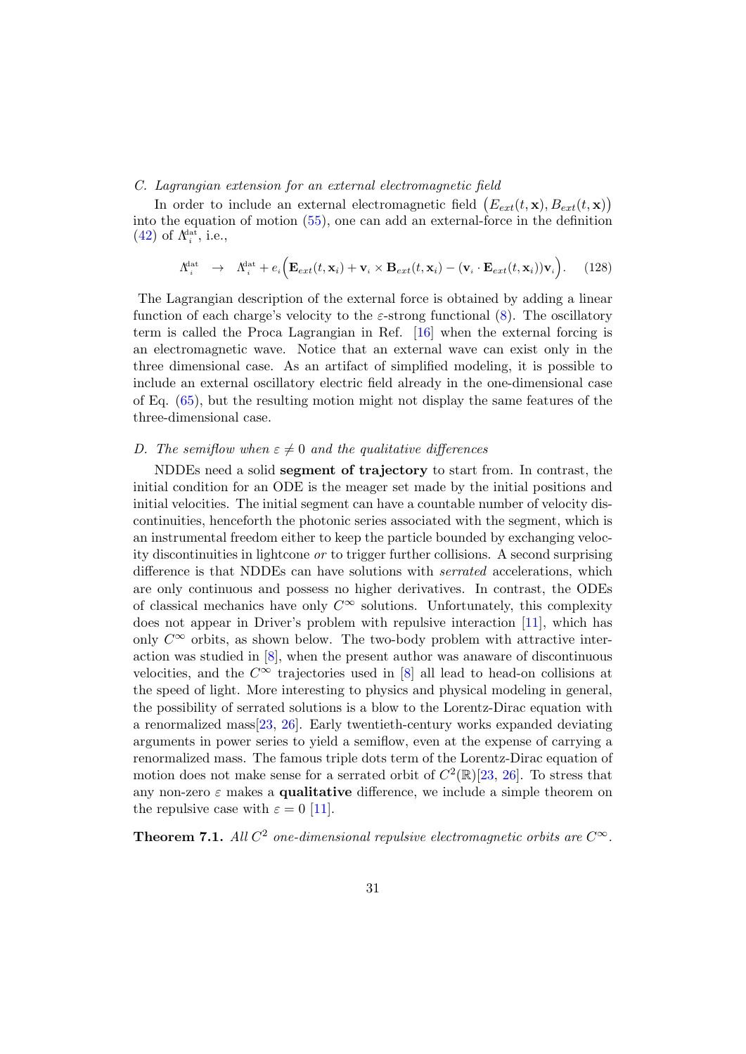### C. Lagrangian extension for an external electromagnetic field

In order to include an external electromagnetic field $\big(E_{ext}(t,\mathbf{x}), B_{ext}(t,\mathbf{x})\big)$ into the equation of motion (55), one can add an external-force in the definition (42) of $\Lambda_i^{\rm dat}$, i.e.,

$$\Lambda_i^{\rm dat} \quad \rightarrow \quad \Lambda_i^{\rm dat} + e_i\Big(\mathbf{E}_{ext}(t,\mathbf{x}_i) + \mathbf{v}_i \times \mathbf{B}_{ext}(t,\mathbf{x}_i) - (\mathbf{v}_i \cdot \mathbf{E}_{ext}(t,\mathbf{x}_i))\mathbf{v}_i\Big). \quad (128)$$

The Lagrangian description of the external force is obtained by adding a linear function of each charge's velocity to the $\varepsilon$-strong functional (8). The oscillatory term is called the Proca Lagrangian in Ref. [16] when the external forcing is an electromagnetic wave. Notice that an external wave can exist only in the three dimensional case. As an artifact of simplified modeling, it is possible to include an external oscillatory electric field already in the one-dimensional case of Eq. (65), but the resulting motion might not display the same features of the three-dimensional case.

### D. The semiflow when $\varepsilon \neq 0$ and the qualitative differences

NDDEs need a solid **segment of trajectory** to start from. In contrast, the initial condition for an ODE is the meager set made by the initial positions and initial velocities. The initial segment can have a countable number of velocity discontinuities, henceforth the photonic series associated with the segment, which is an instrumental freedom either to keep the particle bounded by exchanging velocity discontinuities in lightcone *or* to trigger further collisions. A second surprising difference is that NDDEs can have solutions with *serrated* accelerations, which are only continuous and possess no higher derivatives. In contrast, the ODEs of classical mechanics have only $C^\infty$ solutions. Unfortunately, this complexity does not appear in Driver's problem with repulsive interaction [11], which has only $C^\infty$ orbits, as shown below. The two-body problem with attractive interaction was studied in [8], when the present author was anaware of discontinuous velocities, and the $C^\infty$ trajectories used in [8] all lead to head-on collisions at the speed of light. More interesting to physics and physical modeling in general, the possibility of serrated solutions is a blow to the Lorentz-Dirac equation with a renormalized mass[23, 26]. Early twentieth-century works expanded deviating arguments in power series to yield a semiflow, even at the expense of carrying a renormalized mass. The famous triple dots term of the Lorentz-Dirac equation of motion does not make sense for a serrated orbit of $C^2(\mathbb{R})$[23, 26]. To stress that any non-zero $\varepsilon$ makes a **qualitative** difference, we include a simple theorem on the repulsive case with $\varepsilon = 0$ [11].

**Theorem 7.1.** *All $C^2$ one-dimensional repulsive electromagnetic orbits are $C^\infty$.*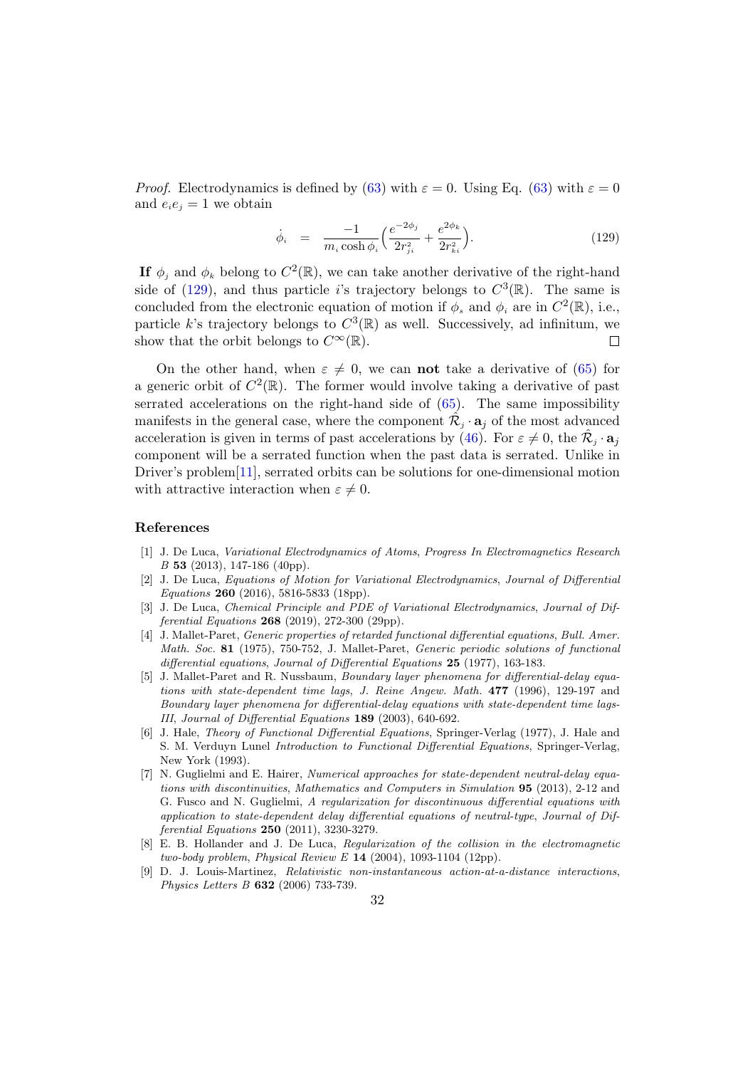*Proof.* Electrodynamics is defined by (63) with $\varepsilon = 0$. Using Eq. (63) with $\varepsilon = 0$ and $e_i e_j = 1$ we obtain

$$\dot{\phi}_i \quad = \quad \frac{-1}{m_i \cosh \phi_i}\Big(\frac{e^{-2\phi_j}}{2r_{ji}^2} + \frac{e^{2\phi_k}}{2r_{ki}^2}\Big). \tag{129}$$

**If** $\phi_j$ and $\phi_k$ belong to $C^2(\mathbb{R})$, we can take another derivative of the right-hand side of (129), and thus particle $i$'s trajectory belongs to $C^3(\mathbb{R})$. The same is concluded from the electronic equation of motion if $\phi_s$ and $\phi_i$ are in $C^2(\mathbb{R})$, i.e., particle $k$'s trajectory belongs to $C^3(\mathbb{R})$ as well. Successively, ad infinitum, we show that the orbit belongs to $C^\infty(\mathbb{R})$. $\square$

On the other hand, when $\varepsilon \neq 0$, we can **not** take a derivative of (65) for a generic orbit of $C^2(\mathbb{R})$. The former would involve taking a derivative of past serrated accelerations on the right-hand side of (65). The same impossibility manifests in the general case, where the component $\hat{\mathcal{R}}_j \cdot \mathbf{a}_j$ of the most advanced acceleration is given in terms of past accelerations by (46). For $\varepsilon \neq 0$, the $\hat{\mathcal{R}}_j \cdot \mathbf{a}_j$ component will be a serrated function when the past data is serrated. Unlike in Driver's problem[11], serrated orbits can be solutions for one-dimensional motion with attractive interaction when $\varepsilon \neq 0$.

## References

[1] J. De Luca, *Variational Electrodynamics of Atoms*, *Progress In Electromagnetics Research B* **53** (2013), 147-186 (40pp).

[2] J. De Luca, *Equations of Motion for Variational Electrodynamics*, *Journal of Differential Equations* **260** (2016), 5816-5833 (18pp).

[3] J. De Luca, *Chemical Principle and PDE of Variational Electrodynamics*, *Journal of Differential Equations* **268** (2019), 272-300 (29pp).

[4] J. Mallet-Paret, *Generic properties of retarded functional differential equations*, *Bull. Amer. Math. Soc.* **81** (1975), 750-752, J. Mallet-Paret, *Generic periodic solutions of functional differential equations*, *Journal of Differential Equations* **25** (1977), 163-183.

[5] J. Mallet-Paret and R. Nussbaum, *Boundary layer phenomena for differential-delay equations with state-dependent time lags*, *J. Reine Angew. Math.* **477** (1996), 129-197 and *Boundary layer phenomena for differential-delay equations with state-dependent time lags-III*, *Journal of Differential Equations* **189** (2003), 640-692.

[6] J. Hale, *Theory of Functional Differential Equations*, Springer-Verlag (1977), J. Hale and S. M. Verduyn Lunel *Introduction to Functional Differential Equations*, Springer-Verlag, New York (1993).

[7] N. Guglielmi and E. Hairer, *Numerical approaches for state-dependent neutral-delay equations with discontinuities*, *Mathematics and Computers in Simulation* **95** (2013), 2-12 and G. Fusco and N. Guglielmi, *A regularization for discontinuous differential equations with application to state-dependent delay differential equations of neutral-type*, *Journal of Differential Equations* **250** (2011), 3230-3279.

[8] E. B. Hollander and J. De Luca, *Regularization of the collision in the electromagnetic two-body problem*, *Physical Review E* **14** (2004), 1093-1104 (12pp).

[9] D. J. Louis-Martinez, *Relativistic non-instantaneous action-at-a-distance interactions*, *Physics Letters B* **632** (2006) 733-739.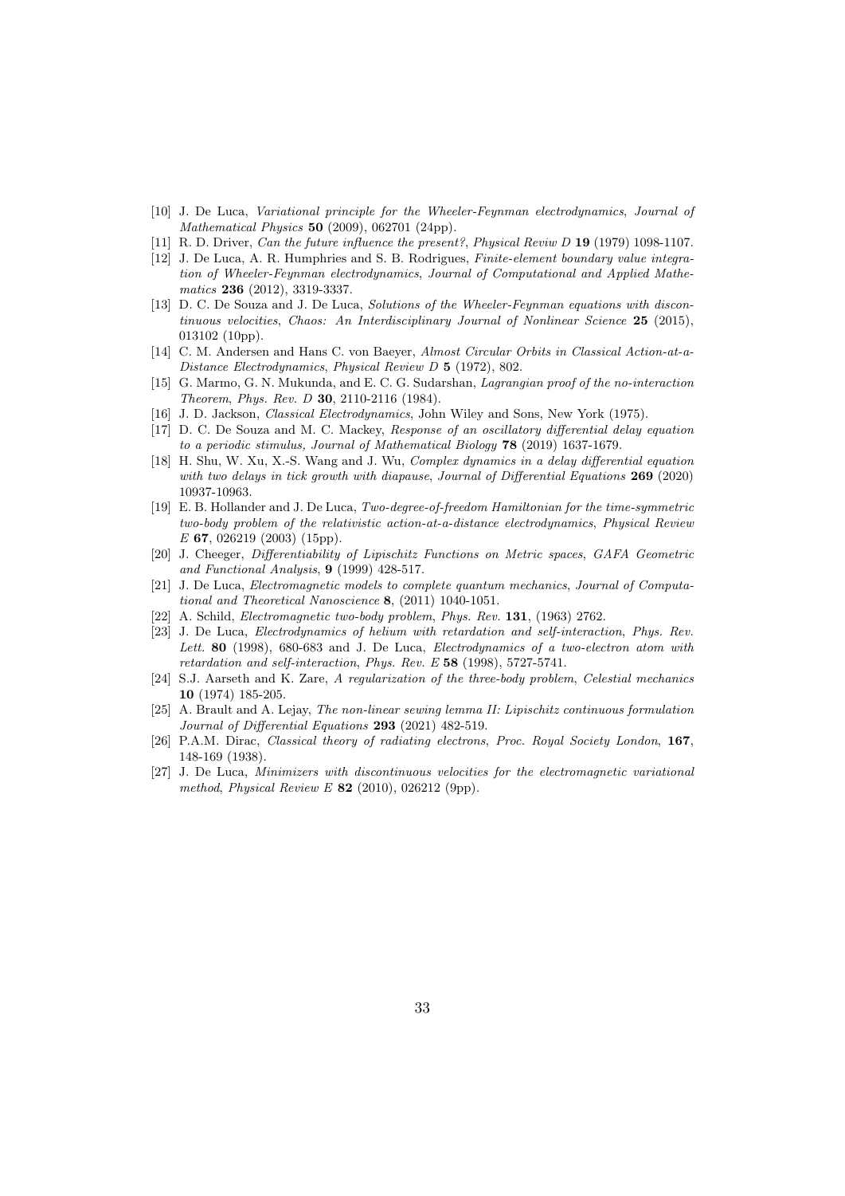[10] J. De Luca, *Variational principle for the Wheeler-Feynman electrodynamics*, *Journal of Mathematical Physics* **50** (2009), 062701 (24pp).

[11] R. D. Driver, *Can the future influence the present?*, *Physical Reviw D* **19** (1979) 1098-1107.

[12] J. De Luca, A. R. Humphries and S. B. Rodrigues, *Finite-element boundary value integration of Wheeler-Feynman electrodynamics*, *Journal of Computational and Applied Mathematics* **236** (2012), 3319-3337.

[13] D. C. De Souza and J. De Luca, *Solutions of the Wheeler-Feynman equations with discontinuous velocities*, *Chaos: An Interdisciplinary Journal of Nonlinear Science* **25** (2015), 013102 (10pp).

[14] C. M. Andersen and Hans C. von Baeyer, *Almost Circular Orbits in Classical Action-at-a-Distance Electrodynamics*, *Physical Review D* **5** (1972), 802.

[15] G. Marmo, G. N. Mukunda, and E. C. G. Sudarshan, *Lagrangian proof of the no-interaction Theorem*, *Phys. Rev. D* **30**, 2110-2116 (1984).

[16] J. D. Jackson, *Classical Electrodynamics*, John Wiley and Sons, New York (1975).

[17] D. C. De Souza and M. C. Mackey, *Response of an oscillatory differential delay equation to a periodic stimulus, Journal of Mathematical Biology* **78** (2019) 1637-1679.

[18] H. Shu, W. Xu, X.-S. Wang and J. Wu, *Complex dynamics in a delay differential equation with two delays in tick growth with diapause*, *Journal of Differential Equations* **269** (2020) 10937-10963.

[19] E. B. Hollander and J. De Luca, *Two-degree-of-freedom Hamiltonian for the time-symmetric two-body problem of the relativistic action-at-a-distance electrodynamics*, *Physical Review E* **67**, 026219 (2003) (15pp).

[20] J. Cheeger, *Differentiability of Lipischitz Functions on Metric spaces*, *GAFA Geometric and Functional Analysis*, **9** (1999) 428-517.

[21] J. De Luca, *Electromagnetic models to complete quantum mechanics*, *Journal of Computational and Theoretical Nanoscience* **8**, (2011) 1040-1051.

[22] A. Schild, *Electromagnetic two-body problem*, *Phys. Rev.* **131**, (1963) 2762.

[23] J. De Luca, *Electrodynamics of helium with retardation and self-interaction*, *Phys. Rev. Lett.* **80** (1998), 680-683 and J. De Luca, *Electrodynamics of a two-electron atom with retardation and self-interaction*, *Phys. Rev. E* **58** (1998), 5727-5741.

[24] S.J. Aarseth and K. Zare, *A regularization of the three-body problem*, *Celestial mechanics* **10** (1974) 185-205.

[25] A. Brault and A. Lejay, *The non-linear sewing lemma II: Lipischitz continuous formulation Journal of Differential Equations* **293** (2021) 482-519.

[26] P.A.M. Dirac, *Classical theory of radiating electrons*, *Proc. Royal Society London*, **167**, 148-169 (1938).

[27] J. De Luca, *Minimizers with discontinuous velocities for the electromagnetic variational method*, *Physical Review E* **82** (2010), 026212 (9pp).